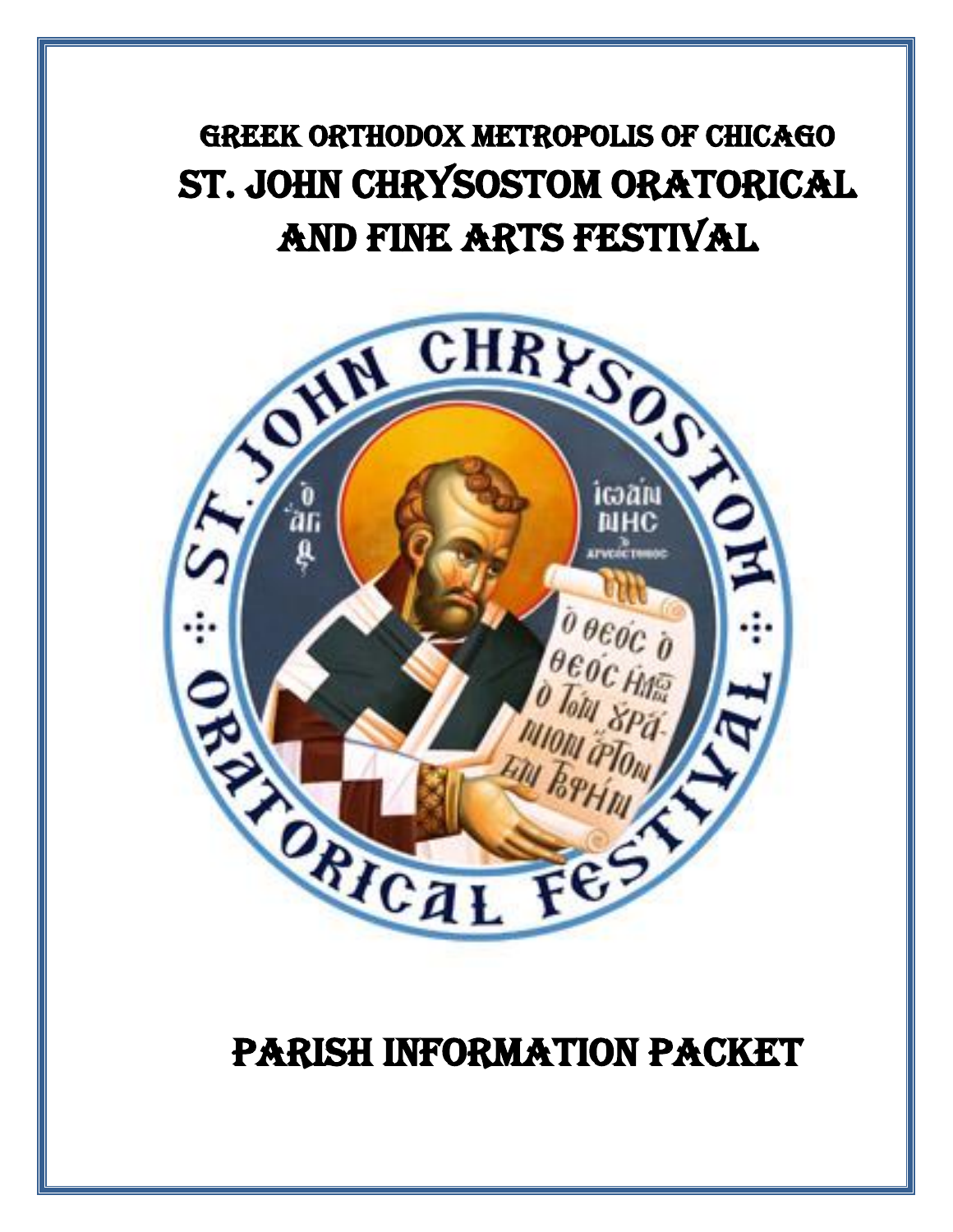# Greek Orthodox Metropolis of Chicago

# St. John Chrysostom Oratorical and Fine Arts Festival

# Parish Information Packet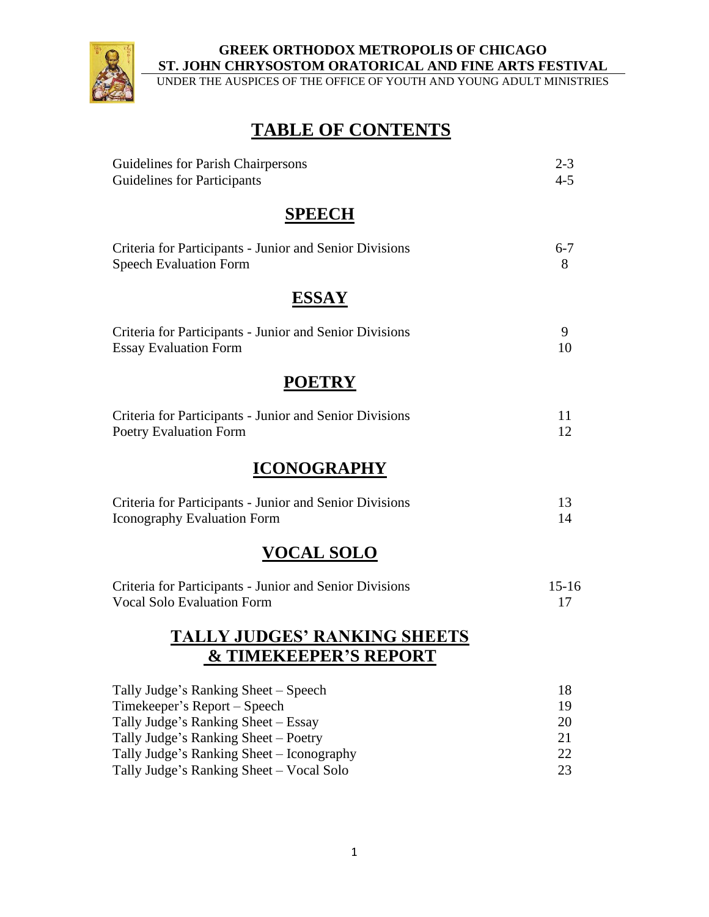**GREEK ORTHODOX METROPOLIS OF CHICAGO**
**ST. JOHN CHRYSOSTOM ORATORICAL AND FINE ARTS FESTIVAL**
UNDER THE AUSPICES OF THE OFFICE OF YOUTH AND YOUNG ADULT MINISTRIES

# TABLE OF CONTENTS

| | |
|---|---|
| Guidelines for Parish Chairpersons | 2-3 |
| Guidelines for Participants | 4-5 |

## SPEECH

| | |
|---|---|
| Criteria for Participants - Junior and Senior Divisions | 6-7 |
| Speech Evaluation Form | 8 |

## ESSAY

| | |
|---|---|
| Criteria for Participants - Junior and Senior Divisions | 9 |
| Essay Evaluation Form | 10 |

## POETRY

| | |
|---|---|
| Criteria for Participants - Junior and Senior Divisions | 11 |
| Poetry Evaluation Form | 12 |

## ICONOGRAPHY

| | |
|---|---|
| Criteria for Participants - Junior and Senior Divisions | 13 |
| Iconography Evaluation Form | 14 |

## VOCAL SOLO

| | |
|---|---|
| Criteria for Participants - Junior and Senior Divisions | 15-16 |
| Vocal Solo Evaluation Form | 17 |

## TALLY JUDGES' RANKING SHEETS & TIMEKEEPER'S REPORT

| | |
|---|---|
| Tally Judge's Ranking Sheet – Speech | 18 |
| Timekeeper's Report – Speech | 19 |
| Tally Judge's Ranking Sheet – Essay | 20 |
| Tally Judge's Ranking Sheet – Poetry | 21 |
| Tally Judge's Ranking Sheet – Iconography | 22 |
| Tally Judge's Ranking Sheet – Vocal Solo | 23 |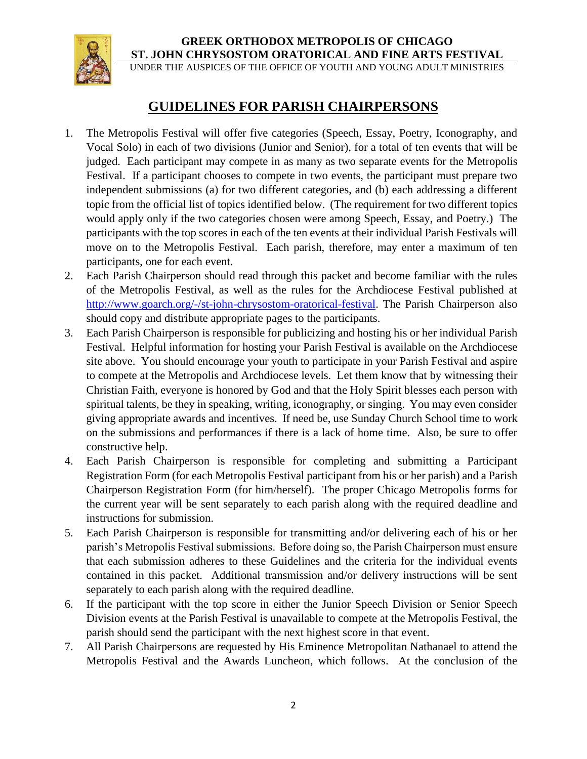**GREEK ORTHODOX METROPOLIS OF CHICAGO**
**ST. JOHN CHRYSOSTOM ORATORICAL AND FINE ARTS FESTIVAL**
UNDER THE AUSPICES OF THE OFFICE OF YOUTH AND YOUNG ADULT MINISTRIES

# GUIDELINES FOR PARISH CHAIRPERSONS

1. The Metropolis Festival will offer five categories (Speech, Essay, Poetry, Iconography, and Vocal Solo) in each of two divisions (Junior and Senior), for a total of ten events that will be judged. Each participant may compete in as many as two separate events for the Metropolis Festival. If a participant chooses to compete in two events, the participant must prepare two independent submissions (a) for two different categories, and (b) each addressing a different topic from the official list of topics identified below. (The requirement for two different topics would apply only if the two categories chosen were among Speech, Essay, and Poetry.) The participants with the top scores in each of the ten events at their individual Parish Festivals will move on to the Metropolis Festival. Each parish, therefore, may enter a maximum of ten participants, one for each event.
2. Each Parish Chairperson should read through this packet and become familiar with the rules of the Metropolis Festival, as well as the rules for the Archdiocese Festival published at http://www.goarch.org/-/st-john-chrysostom-oratorical-festival. The Parish Chairperson also should copy and distribute appropriate pages to the participants.
3. Each Parish Chairperson is responsible for publicizing and hosting his or her individual Parish Festival. Helpful information for hosting your Parish Festival is available on the Archdiocese site above. You should encourage your youth to participate in your Parish Festival and aspire to compete at the Metropolis and Archdiocese levels. Let them know that by witnessing their Christian Faith, everyone is honored by God and that the Holy Spirit blesses each person with spiritual talents, be they in speaking, writing, iconography, or singing. You may even consider giving appropriate awards and incentives. If need be, use Sunday Church School time to work on the submissions and performances if there is a lack of home time. Also, be sure to offer constructive help.
4. Each Parish Chairperson is responsible for completing and submitting a Participant Registration Form (for each Metropolis Festival participant from his or her parish) and a Parish Chairperson Registration Form (for him/herself). The proper Chicago Metropolis forms for the current year will be sent separately to each parish along with the required deadline and instructions for submission.
5. Each Parish Chairperson is responsible for transmitting and/or delivering each of his or her parish's Metropolis Festival submissions. Before doing so, the Parish Chairperson must ensure that each submission adheres to these Guidelines and the criteria for the individual events contained in this packet. Additional transmission and/or delivery instructions will be sent separately to each parish along with the required deadline.
6. If the participant with the top score in either the Junior Speech Division or Senior Speech Division events at the Parish Festival is unavailable to compete at the Metropolis Festival, the parish should send the participant with the next highest score in that event.
7. All Parish Chairpersons are requested by His Eminence Metropolitan Nathanael to attend the Metropolis Festival and the Awards Luncheon, which follows. At the conclusion of the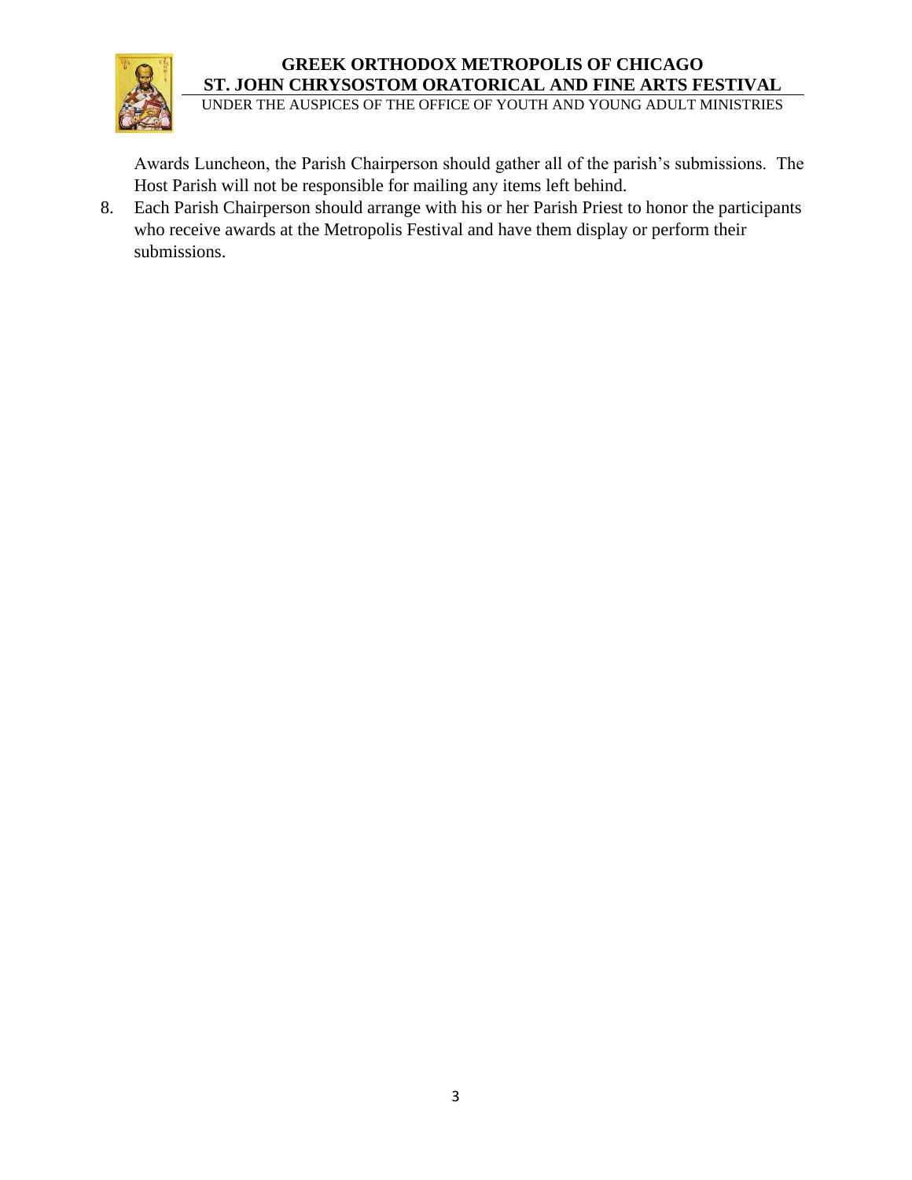Awards Luncheon, the Parish Chairperson should gather all of the parish's submissions. The Host Parish will not be responsible for mailing any items left behind.

8. Each Parish Chairperson should arrange with his or her Parish Priest to honor the participants who receive awards at the Metropolis Festival and have them display or perform their submissions.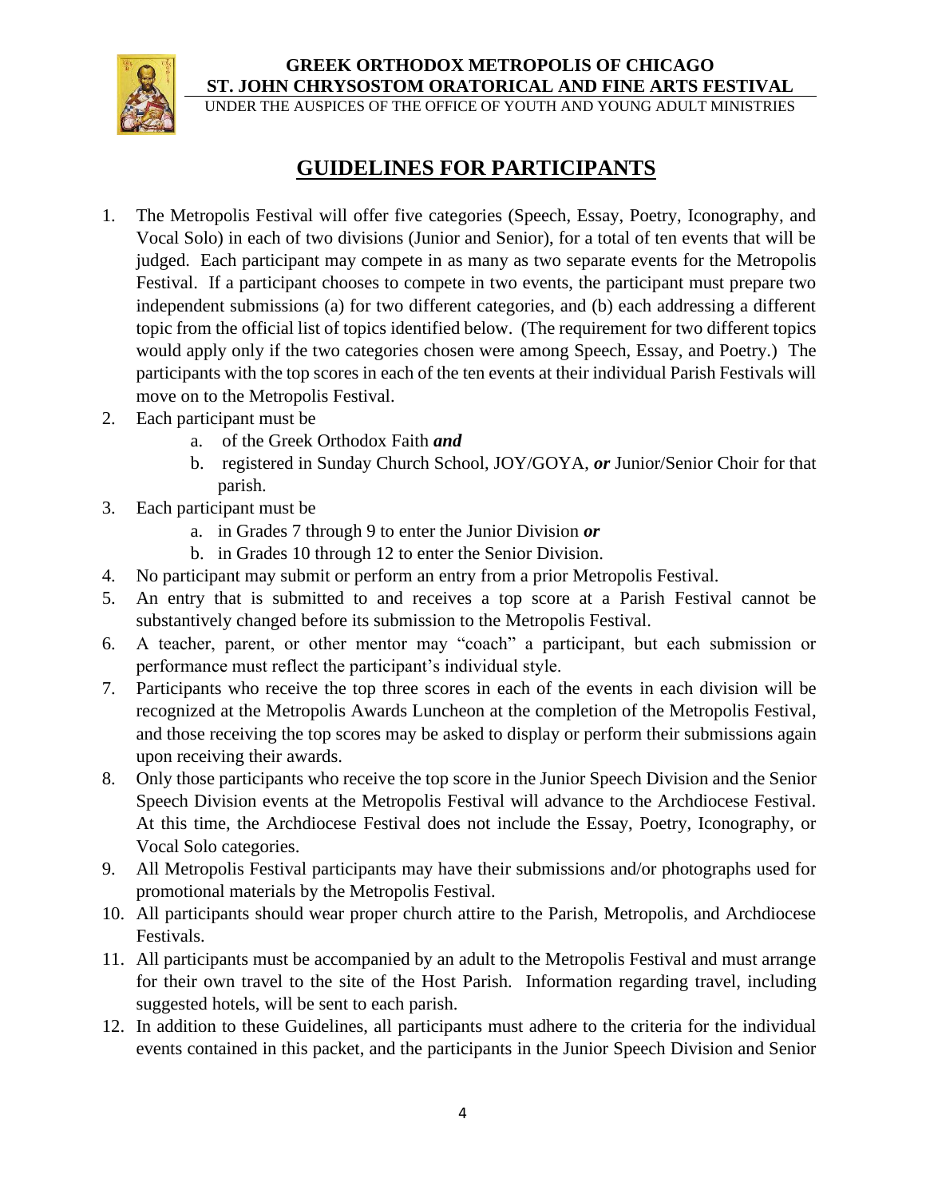# GUIDELINES FOR PARTICIPANTS

1. The Metropolis Festival will offer five categories (Speech, Essay, Poetry, Iconography, and Vocal Solo) in each of two divisions (Junior and Senior), for a total of ten events that will be judged. Each participant may compete in as many as two separate events for the Metropolis Festival. If a participant chooses to compete in two events, the participant must prepare two independent submissions (a) for two different categories, and (b) each addressing a different topic from the official list of topics identified below. (The requirement for two different topics would apply only if the two categories chosen were among Speech, Essay, and Poetry.) The participants with the top scores in each of the ten events at their individual Parish Festivals will move on to the Metropolis Festival.
2. Each participant must be
   a. of the Greek Orthodox Faith ***and***
   b. registered in Sunday Church School, JOY/GOYA, ***or*** Junior/Senior Choir for that parish.
3. Each participant must be
   a. in Grades 7 through 9 to enter the Junior Division ***or***
   b. in Grades 10 through 12 to enter the Senior Division.
4. No participant may submit or perform an entry from a prior Metropolis Festival.
5. An entry that is submitted to and receives a top score at a Parish Festival cannot be substantively changed before its submission to the Metropolis Festival.
6. A teacher, parent, or other mentor may "coach" a participant, but each submission or performance must reflect the participant's individual style.
7. Participants who receive the top three scores in each of the events in each division will be recognized at the Metropolis Awards Luncheon at the completion of the Metropolis Festival, and those receiving the top scores may be asked to display or perform their submissions again upon receiving their awards.
8. Only those participants who receive the top score in the Junior Speech Division and the Senior Speech Division events at the Metropolis Festival will advance to the Archdiocese Festival. At this time, the Archdiocese Festival does not include the Essay, Poetry, Iconography, or Vocal Solo categories.
9. All Metropolis Festival participants may have their submissions and/or photographs used for promotional materials by the Metropolis Festival.
10. All participants should wear proper church attire to the Parish, Metropolis, and Archdiocese Festivals.
11. All participants must be accompanied by an adult to the Metropolis Festival and must arrange for their own travel to the site of the Host Parish. Information regarding travel, including suggested hotels, will be sent to each parish.
12. In addition to these Guidelines, all participants must adhere to the criteria for the individual events contained in this packet, and the participants in the Junior Speech Division and Senior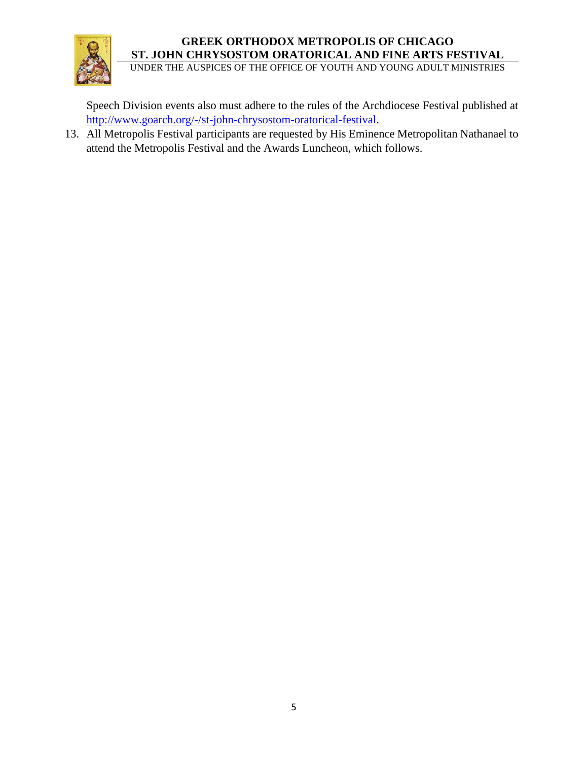Speech Division events also must adhere to the rules of the Archdiocese Festival published at [http://www.goarch.org/-/st-john-chrysostom-oratorical-festival](http://www.goarch.org/-/st-john-chrysostom-oratorical-festival).

13. All Metropolis Festival participants are requested by His Eminence Metropolitan Nathanael to attend the Metropolis Festival and the Awards Luncheon, which follows.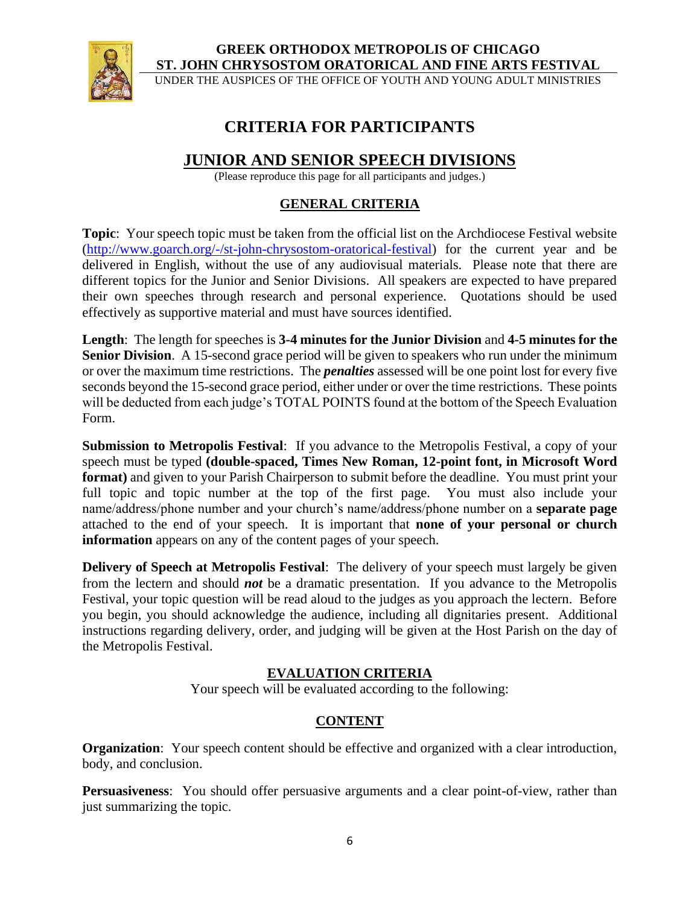# CRITERIA FOR PARTICIPANTS

## JUNIOR AND SENIOR SPEECH DIVISIONS

(Please reproduce this page for all participants and judges.)

### GENERAL CRITERIA

**Topic**: Your speech topic must be taken from the official list on the Archdiocese Festival website (http://www.goarch.org/-/st-john-chrysostom-oratorical-festival) for the current year and be delivered in English, without the use of any audiovisual materials. Please note that there are different topics for the Junior and Senior Divisions. All speakers are expected to have prepared their own speeches through research and personal experience. Quotations should be used effectively as supportive material and must have sources identified.

**Length**: The length for speeches is **3-4 minutes for the Junior Division** and **4-5 minutes for the Senior Division**. A 15-second grace period will be given to speakers who run under the minimum or over the maximum time restrictions. The ***penalties*** assessed will be one point lost for every five seconds beyond the 15-second grace period, either under or over the time restrictions. These points will be deducted from each judge's TOTAL POINTS found at the bottom of the Speech Evaluation Form.

**Submission to Metropolis Festival**: If you advance to the Metropolis Festival, a copy of your speech must be typed **(double-spaced, Times New Roman, 12-point font, in Microsoft Word format)** and given to your Parish Chairperson to submit before the deadline. You must print your full topic and topic number at the top of the first page. You must also include your name/address/phone number and your church's name/address/phone number on a **separate page** attached to the end of your speech. It is important that **none of your personal or church information** appears on any of the content pages of your speech.

**Delivery of Speech at Metropolis Festival**: The delivery of your speech must largely be given from the lectern and should ***not*** be a dramatic presentation. If you advance to the Metropolis Festival, your topic question will be read aloud to the judges as you approach the lectern. Before you begin, you should acknowledge the audience, including all dignitaries present. Additional instructions regarding delivery, order, and judging will be given at the Host Parish on the day of the Metropolis Festival.

### EVALUATION CRITERIA

Your speech will be evaluated according to the following:

#### CONTENT

**Organization**: Your speech content should be effective and organized with a clear introduction, body, and conclusion.

**Persuasiveness**: You should offer persuasive arguments and a clear point-of-view, rather than just summarizing the topic.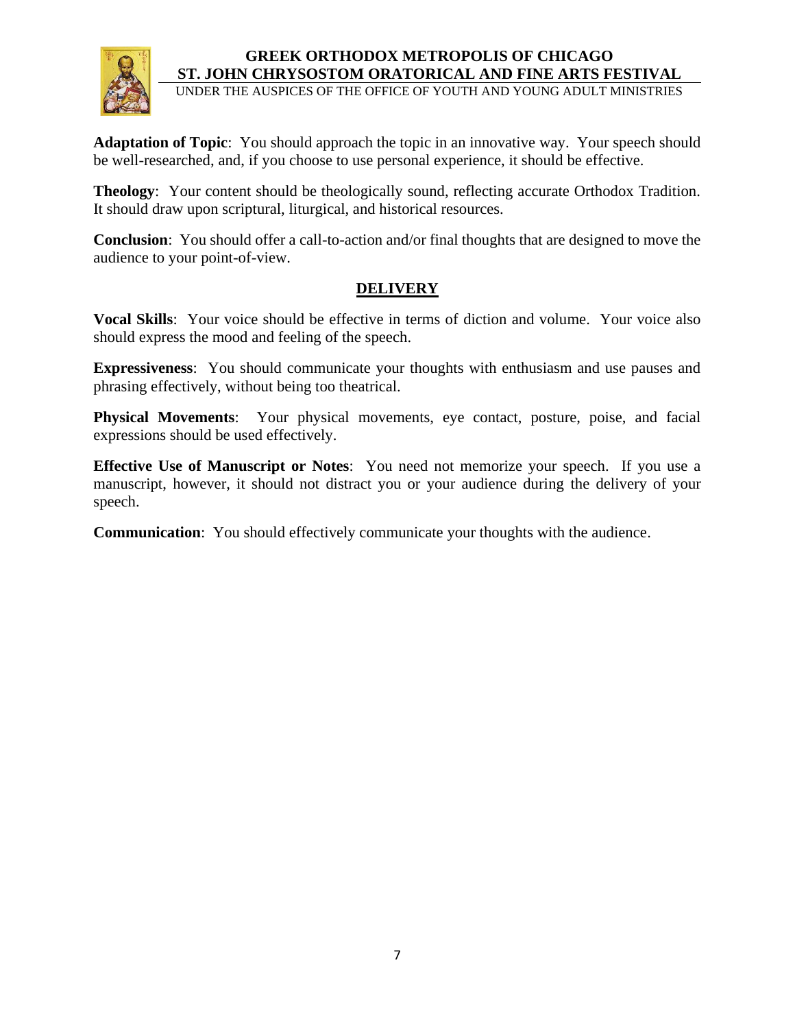**Adaptation of Topic**: You should approach the topic in an innovative way. Your speech should be well-researched, and, if you choose to use personal experience, it should be effective.

**Theology**: Your content should be theologically sound, reflecting accurate Orthodox Tradition. It should draw upon scriptural, liturgical, and historical resources.

**Conclusion**: You should offer a call-to-action and/or final thoughts that are designed to move the audience to your point-of-view.

## DELIVERY

**Vocal Skills**: Your voice should be effective in terms of diction and volume. Your voice also should express the mood and feeling of the speech.

**Expressiveness**: You should communicate your thoughts with enthusiasm and use pauses and phrasing effectively, without being too theatrical.

**Physical Movements**: Your physical movements, eye contact, posture, poise, and facial expressions should be used effectively.

**Effective Use of Manuscript or Notes**: You need not memorize your speech. If you use a manuscript, however, it should not distract you or your audience during the delivery of your speech.

**Communication**: You should effectively communicate your thoughts with the audience.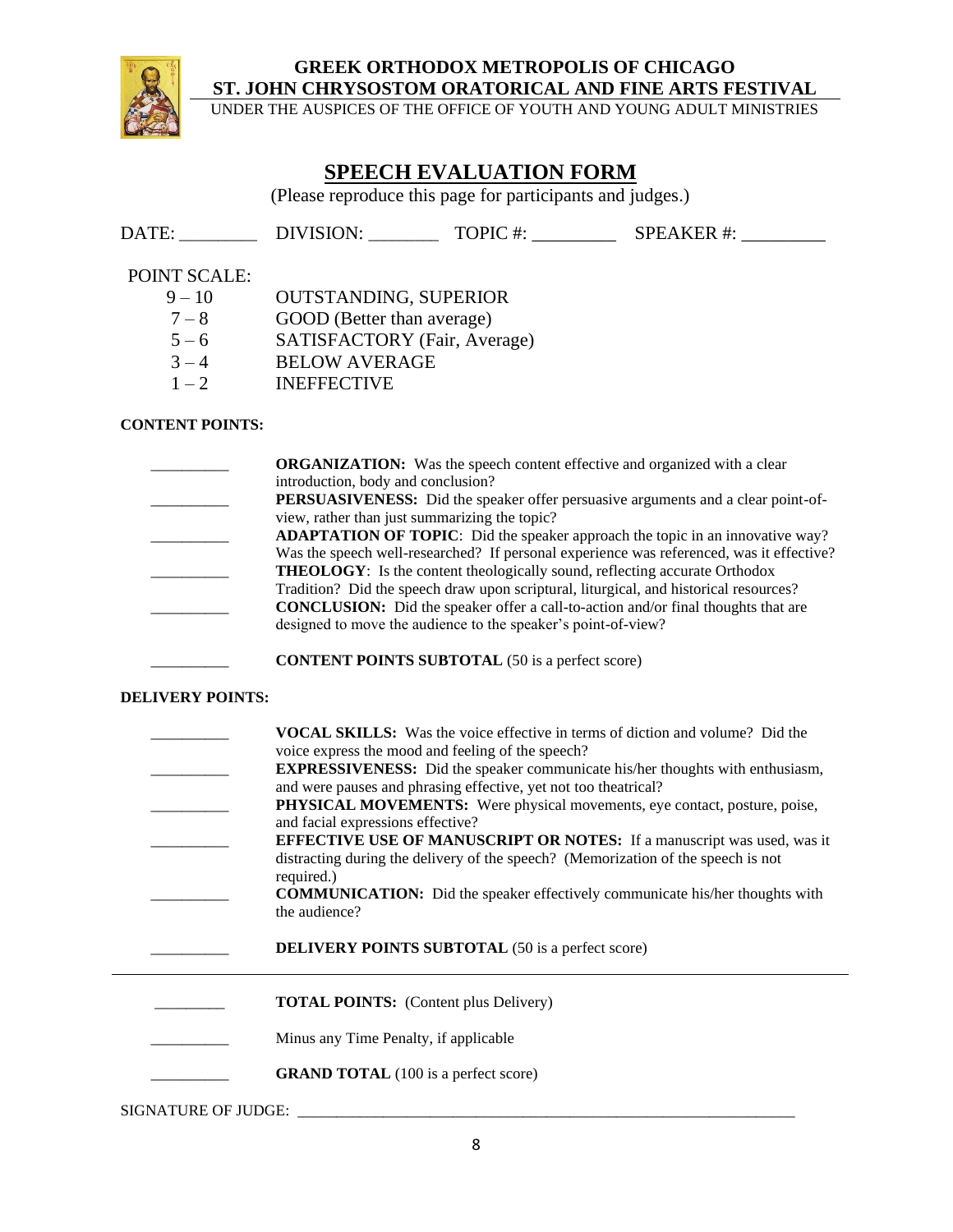**GREEK ORTHODOX METROPOLIS OF CHICAGO**
**ST. JOHN CHRYSOSTOM ORATORICAL AND FINE ARTS FESTIVAL**
UNDER THE AUSPICES OF THE OFFICE OF YOUTH AND YOUNG ADULT MINISTRIES

# SPEECH EVALUATION FORM

(Please reproduce this page for participants and judges.)

DATE: ________ DIVISION: _______ TOPIC #: _________ SPEAKER #: _________

POINT SCALE:

| | |
|---|---|
| 9 – 10 | OUTSTANDING, SUPERIOR |
| 7 – 8 | GOOD (Better than average) |
| 5 – 6 | SATISFACTORY (Fair, Average) |
| 3 – 4 | BELOW AVERAGE |
| 1 – 2 | INEFFECTIVE |

**CONTENT POINTS:**

_________ **ORGANIZATION:** Was the speech content effective and organized with a clear introduction, body and conclusion?

_________ **PERSUASIVENESS:** Did the speaker offer persuasive arguments and a clear point-of-view, rather than just summarizing the topic?

_________ **ADAPTATION OF TOPIC**: Did the speaker approach the topic in an innovative way? Was the speech well-researched? If personal experience was referenced, was it effective?

_________ **THEOLOGY**: Is the content theologically sound, reflecting accurate Orthodox Tradition? Did the speech draw upon scriptural, liturgical, and historical resources?

_________ **CONCLUSION:** Did the speaker offer a call-to-action and/or final thoughts that are designed to move the audience to the speaker's point-of-view?

_________ **CONTENT POINTS SUBTOTAL** (50 is a perfect score)

**DELIVERY POINTS:**

_________ **VOCAL SKILLS:** Was the voice effective in terms of diction and volume? Did the voice express the mood and feeling of the speech?

_________ **EXPRESSIVENESS:** Did the speaker communicate his/her thoughts with enthusiasm, and were pauses and phrasing effective, yet not too theatrical?

_________ **PHYSICAL MOVEMENTS:** Were physical movements, eye contact, posture, poise, and facial expressions effective?

_________ **EFFECTIVE USE OF MANUSCRIPT OR NOTES:** If a manuscript was used, was it distracting during the delivery of the speech? (Memorization of the speech is not required.)

_________ **COMMUNICATION:** Did the speaker effectively communicate his/her thoughts with the audience?

_________ **DELIVERY POINTS SUBTOTAL** (50 is a perfect score)

---

________ **TOTAL POINTS:** (Content plus Delivery)

_________ Minus any Time Penalty, if applicable

_________ **GRAND TOTAL** (100 is a perfect score)

SIGNATURE OF JUDGE: _______________________________________________________________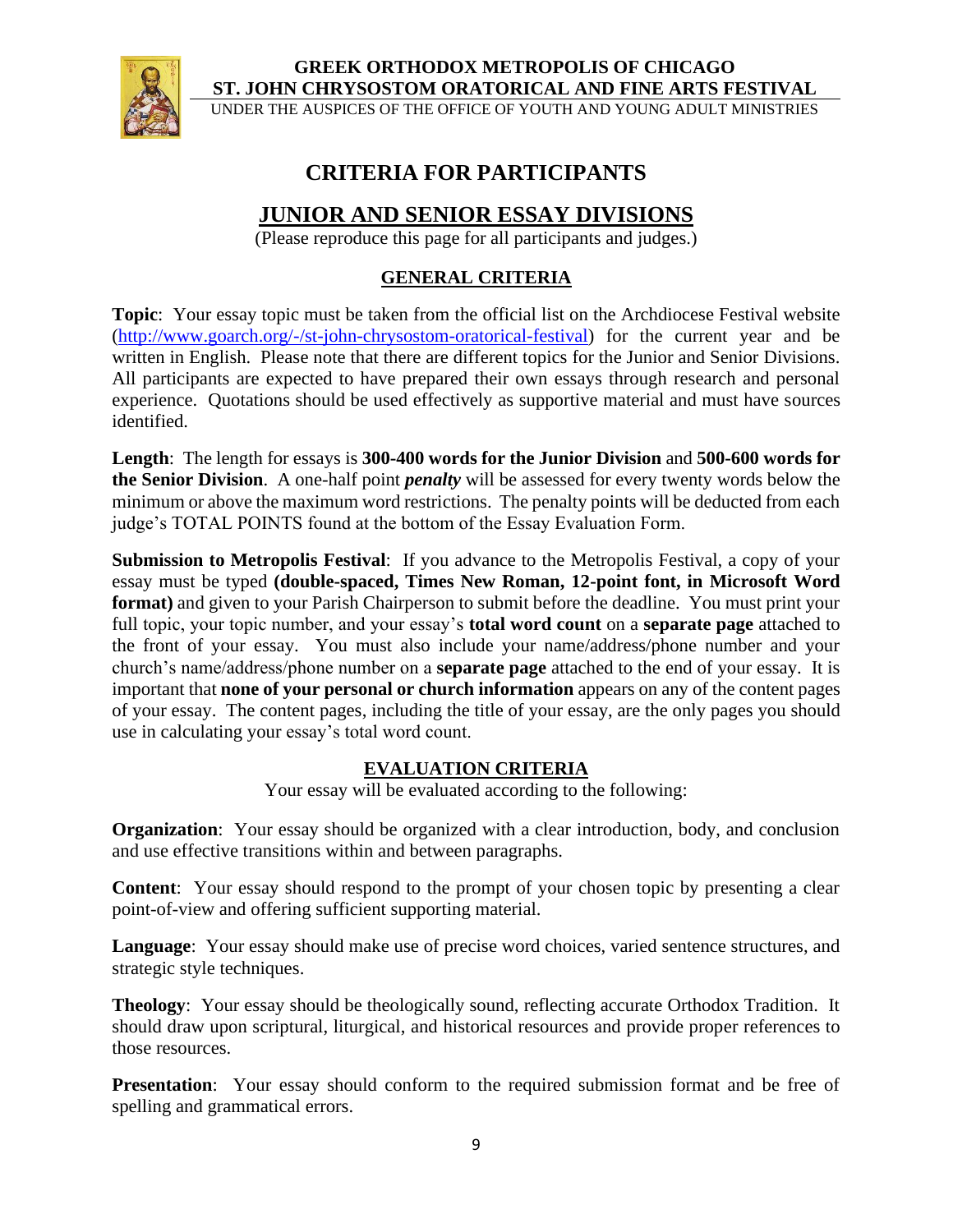GREEK ORTHODOX METROPOLIS OF CHICAGO
ST. JOHN CHRYSOSTOM ORATORICAL AND FINE ARTS FESTIVAL
UNDER THE AUSPICES OF THE OFFICE OF YOUTH AND YOUNG ADULT MINISTRIES

# CRITERIA FOR PARTICIPANTS

## JUNIOR AND SENIOR ESSAY DIVISIONS

(Please reproduce this page for all participants and judges.)

### GENERAL CRITERIA

**Topic**: Your essay topic must be taken from the official list on the Archdiocese Festival website (http://www.goarch.org/-/st-john-chrysostom-oratorical-festival) for the current year and be written in English. Please note that there are different topics for the Junior and Senior Divisions. All participants are expected to have prepared their own essays through research and personal experience. Quotations should be used effectively as supportive material and must have sources identified.

**Length**: The length for essays is **300-400 words for the Junior Division** and **500-600 words for the Senior Division**. A one-half point ***penalty*** will be assessed for every twenty words below the minimum or above the maximum word restrictions. The penalty points will be deducted from each judge's TOTAL POINTS found at the bottom of the Essay Evaluation Form.

**Submission to Metropolis Festival**: If you advance to the Metropolis Festival, a copy of your essay must be typed **(double-spaced, Times New Roman, 12-point font, in Microsoft Word format)** and given to your Parish Chairperson to submit before the deadline. You must print your full topic, your topic number, and your essay's **total word count** on a **separate page** attached to the front of your essay. You must also include your name/address/phone number and your church's name/address/phone number on a **separate page** attached to the end of your essay. It is important that **none of your personal or church information** appears on any of the content pages of your essay. The content pages, including the title of your essay, are the only pages you should use in calculating your essay's total word count.

### EVALUATION CRITERIA

Your essay will be evaluated according to the following:

**Organization**: Your essay should be organized with a clear introduction, body, and conclusion and use effective transitions within and between paragraphs.

**Content**: Your essay should respond to the prompt of your chosen topic by presenting a clear point-of-view and offering sufficient supporting material.

**Language**: Your essay should make use of precise word choices, varied sentence structures, and strategic style techniques.

**Theology**: Your essay should be theologically sound, reflecting accurate Orthodox Tradition. It should draw upon scriptural, liturgical, and historical resources and provide proper references to those resources.

**Presentation**: Your essay should conform to the required submission format and be free of spelling and grammatical errors.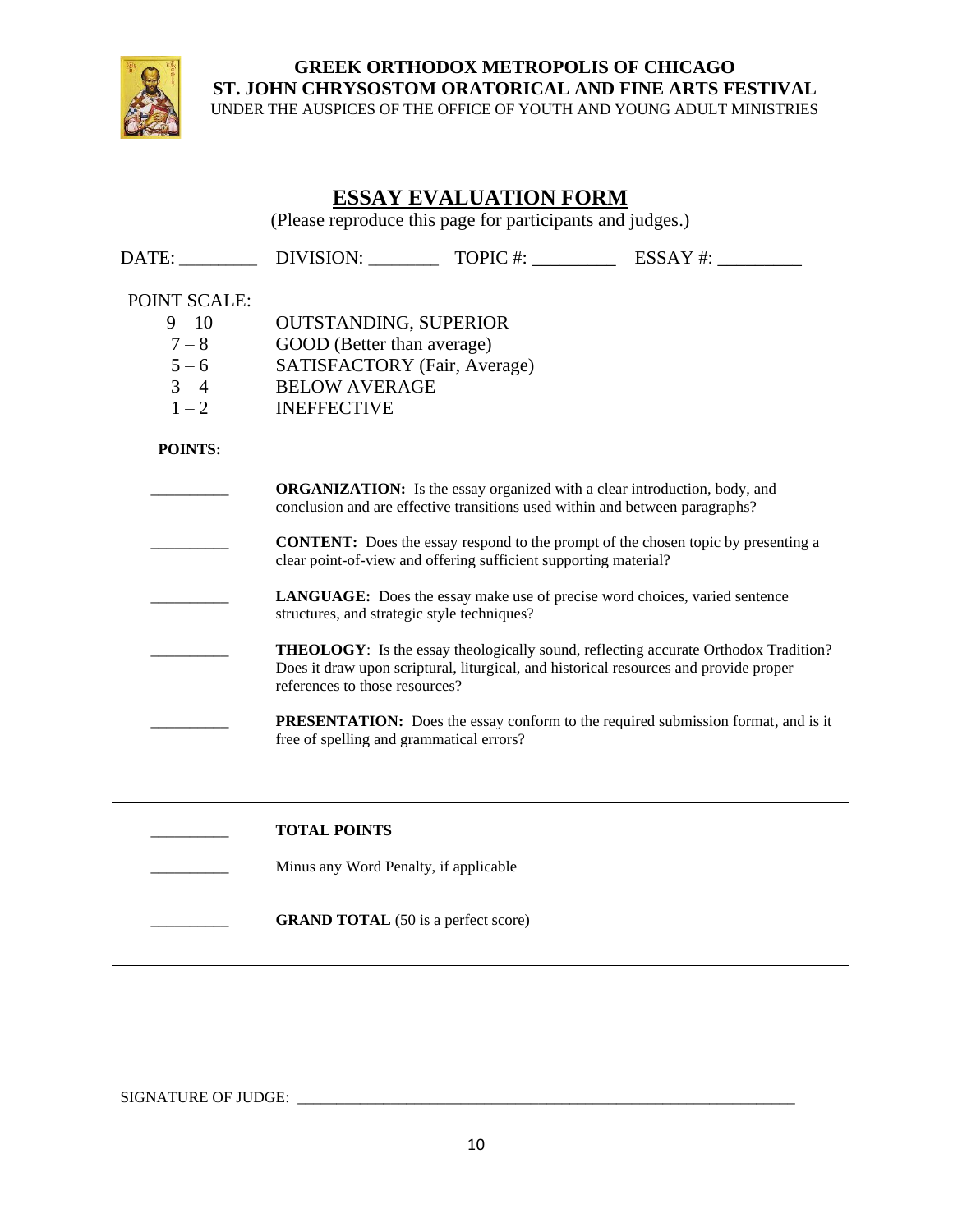**GREEK ORTHODOX METROPOLIS OF CHICAGO**
**ST. JOHN CHRYSOSTOM ORATORICAL AND FINE ARTS FESTIVAL**
UNDER THE AUSPICES OF THE OFFICE OF YOUTH AND YOUNG ADULT MINISTRIES

# ESSAY EVALUATION FORM

(Please reproduce this page for participants and judges.)

DATE: ________ DIVISION: ________ TOPIC #: _________ ESSAY #: _________

POINT SCALE:

| | |
|---|---|
| 9 – 10 | OUTSTANDING, SUPERIOR |
| 7 – 8 | GOOD (Better than average) |
| 5 – 6 | SATISFACTORY (Fair, Average) |
| 3 – 4 | BELOW AVERAGE |
| 1 – 2 | INEFFECTIVE |

**POINTS:**

_________ **ORGANIZATION:** Is the essay organized with a clear introduction, body, and conclusion and are effective transitions used within and between paragraphs?

_________ **CONTENT:** Does the essay respond to the prompt of the chosen topic by presenting a clear point-of-view and offering sufficient supporting material?

_________ **LANGUAGE:** Does the essay make use of precise word choices, varied sentence structures, and strategic style techniques?

_________ **THEOLOGY**: Is the essay theologically sound, reflecting accurate Orthodox Tradition? Does it draw upon scriptural, liturgical, and historical resources and provide proper references to those resources?

_________ **PRESENTATION:** Does the essay conform to the required submission format, and is it free of spelling and grammatical errors?

---

_________ **TOTAL POINTS**

_________ Minus any Word Penalty, if applicable

_________ **GRAND TOTAL** (50 is a perfect score)

---

SIGNATURE OF JUDGE: _______________________________________________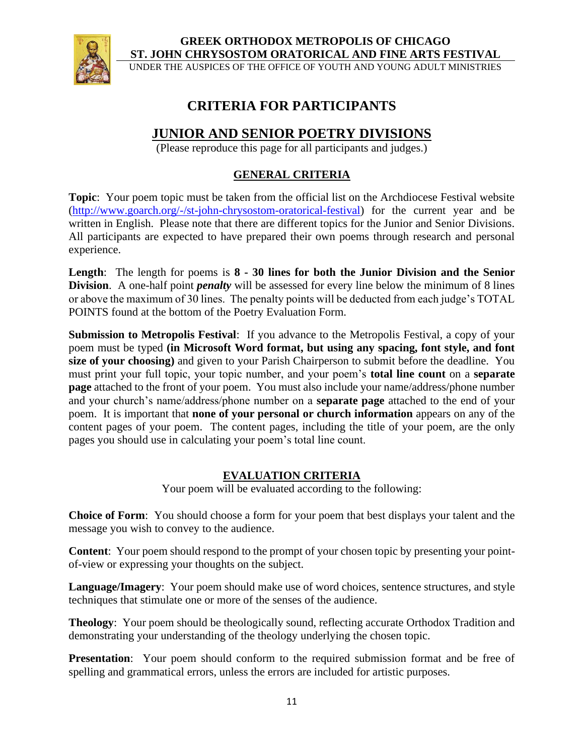GREEK ORTHODOX METROPOLIS OF CHICAGO
ST. JOHN CHRYSOSTOM ORATORICAL AND FINE ARTS FESTIVAL
UNDER THE AUSPICES OF THE OFFICE OF YOUTH AND YOUNG ADULT MINISTRIES

# CRITERIA FOR PARTICIPANTS

## JUNIOR AND SENIOR POETRY DIVISIONS

(Please reproduce this page for all participants and judges.)

### GENERAL CRITERIA

**Topic**: Your poem topic must be taken from the official list on the Archdiocese Festival website (http://www.goarch.org/-/st-john-chrysostom-oratorical-festival) for the current year and be written in English. Please note that there are different topics for the Junior and Senior Divisions. All participants are expected to have prepared their own poems through research and personal experience.

**Length**: The length for poems is **8 - 30 lines for both the Junior Division and the Senior Division**. A one-half point ***penalty*** will be assessed for every line below the minimum of 8 lines or above the maximum of 30 lines. The penalty points will be deducted from each judge's TOTAL POINTS found at the bottom of the Poetry Evaluation Form.

**Submission to Metropolis Festival**: If you advance to the Metropolis Festival, a copy of your poem must be typed **(in Microsoft Word format, but using any spacing, font style, and font size of your choosing)** and given to your Parish Chairperson to submit before the deadline. You must print your full topic, your topic number, and your poem's **total line count** on a **separate page** attached to the front of your poem. You must also include your name/address/phone number and your church's name/address/phone number on a **separate page** attached to the end of your poem. It is important that **none of your personal or church information** appears on any of the content pages of your poem. The content pages, including the title of your poem, are the only pages you should use in calculating your poem's total line count.

### EVALUATION CRITERIA

Your poem will be evaluated according to the following:

**Choice of Form**: You should choose a form for your poem that best displays your talent and the message you wish to convey to the audience.

**Content**: Your poem should respond to the prompt of your chosen topic by presenting your point-of-view or expressing your thoughts on the subject.

**Language/Imagery**: Your poem should make use of word choices, sentence structures, and style techniques that stimulate one or more of the senses of the audience.

**Theology**: Your poem should be theologically sound, reflecting accurate Orthodox Tradition and demonstrating your understanding of the theology underlying the chosen topic.

**Presentation**: Your poem should conform to the required submission format and be free of spelling and grammatical errors, unless the errors are included for artistic purposes.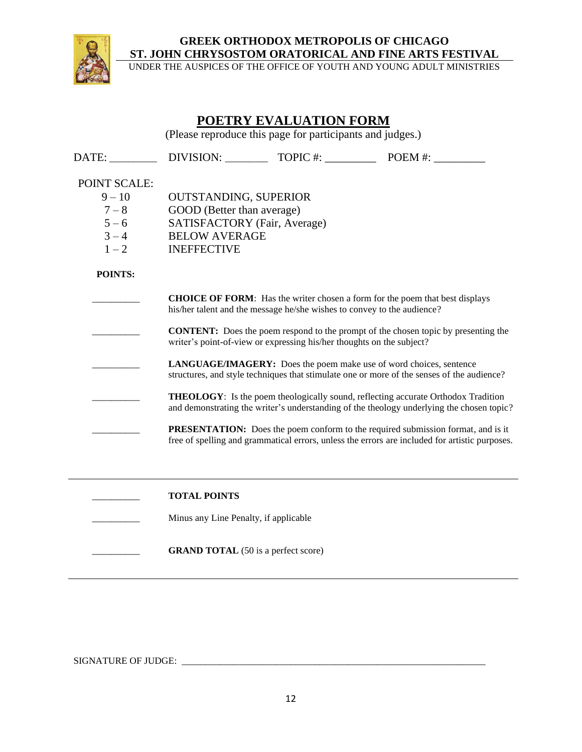**GREEK ORTHODOX METROPOLIS OF CHICAGO**
**ST. JOHN CHRYSOSTOM ORATORICAL AND FINE ARTS FESTIVAL**
UNDER THE AUSPICES OF THE OFFICE OF YOUTH AND YOUNG ADULT MINISTRIES

# POETRY EVALUATION FORM

(Please reproduce this page for participants and judges.)

DATE: ________ DIVISION: ________ TOPIC #: _________ POEM #: _________

POINT SCALE:

| | |
|---|---|
| 9 – 10 | OUTSTANDING, SUPERIOR |
| 7 – 8 | GOOD (Better than average) |
| 5 – 6 | SATISFACTORY (Fair, Average) |
| 3 – 4 | BELOW AVERAGE |
| 1 – 2 | INEFFECTIVE |

**POINTS:**

_________ **CHOICE OF FORM**: Has the writer chosen a form for the poem that best displays his/her talent and the message he/she wishes to convey to the audience?

_________ **CONTENT:** Does the poem respond to the prompt of the chosen topic by presenting the writer's point-of-view or expressing his/her thoughts on the subject?

_________ **LANGUAGE/IMAGERY:** Does the poem make use of word choices, sentence structures, and style techniques that stimulate one or more of the senses of the audience?

_________ **THEOLOGY**: Is the poem theologically sound, reflecting accurate Orthodox Tradition and demonstrating the writer's understanding of the theology underlying the chosen topic?

_________ **PRESENTATION:** Does the poem conform to the required submission format, and is it free of spelling and grammatical errors, unless the errors are included for artistic purposes.

---

_________ **TOTAL POINTS**

_________ Minus any Line Penalty, if applicable

_________ **GRAND TOTAL** (50 is a perfect score)

---

SIGNATURE OF JUDGE: ____________________________________________________________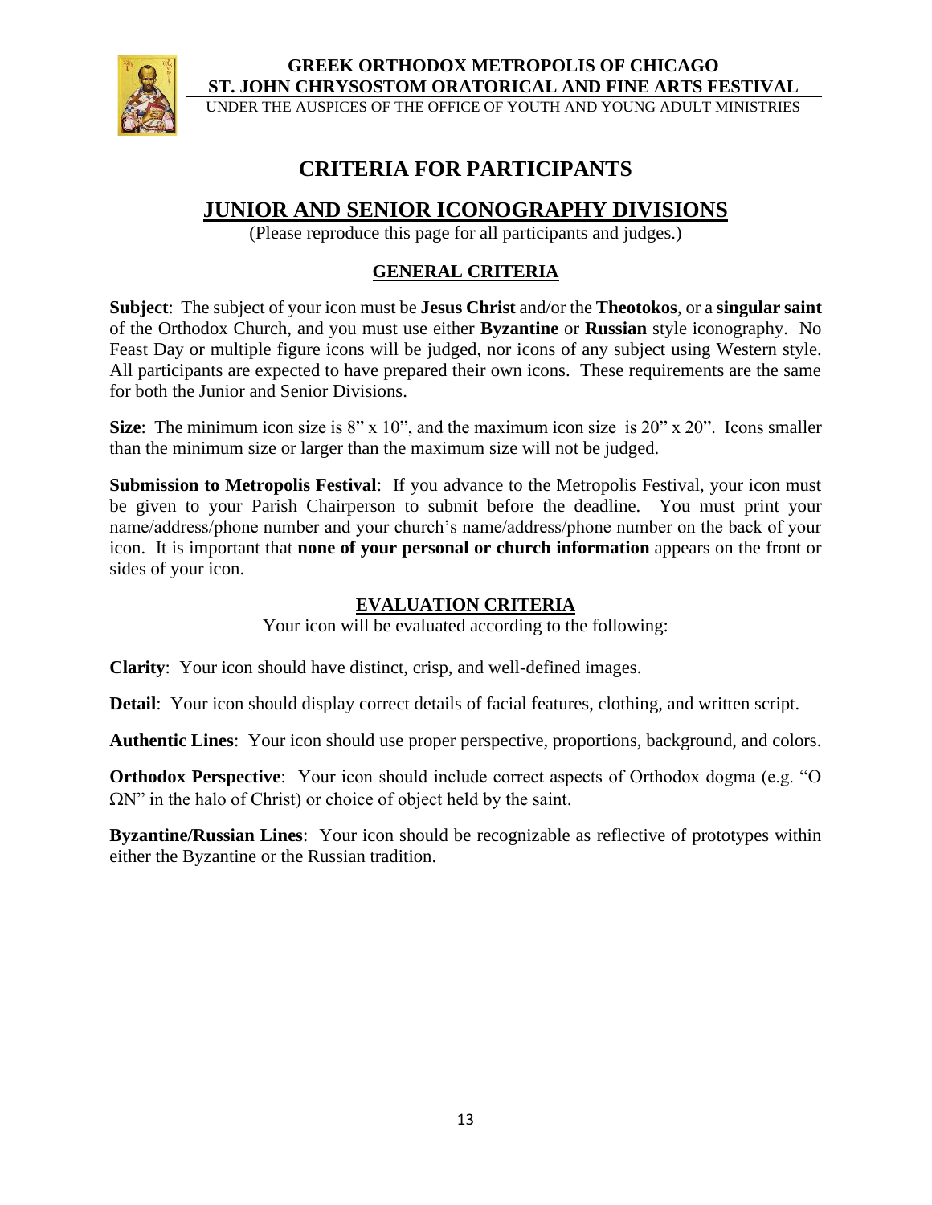**GREEK ORTHODOX METROPOLIS OF CHICAGO**
**ST. JOHN CHRYSOSTOM ORATORICAL AND FINE ARTS FESTIVAL**
UNDER THE AUSPICES OF THE OFFICE OF YOUTH AND YOUNG ADULT MINISTRIES

# CRITERIA FOR PARTICIPANTS

## JUNIOR AND SENIOR ICONOGRAPHY DIVISIONS

(Please reproduce this page for all participants and judges.)

### GENERAL CRITERIA

**Subject**: The subject of your icon must be **Jesus Christ** and/or the **Theotokos**, or a **singular saint** of the Orthodox Church, and you must use either **Byzantine** or **Russian** style iconography. No Feast Day or multiple figure icons will be judged, nor icons of any subject using Western style. All participants are expected to have prepared their own icons. These requirements are the same for both the Junior and Senior Divisions.

**Size**: The minimum icon size is 8" x 10", and the maximum icon size is 20" x 20". Icons smaller than the minimum size or larger than the maximum size will not be judged.

**Submission to Metropolis Festival**: If you advance to the Metropolis Festival, your icon must be given to your Parish Chairperson to submit before the deadline. You must print your name/address/phone number and your church's name/address/phone number on the back of your icon. It is important that **none of your personal or church information** appears on the front or sides of your icon.

### EVALUATION CRITERIA

Your icon will be evaluated according to the following:

**Clarity**: Your icon should have distinct, crisp, and well-defined images.

**Detail**: Your icon should display correct details of facial features, clothing, and written script.

**Authentic Lines**: Your icon should use proper perspective, proportions, background, and colors.

**Orthodox Perspective**: Your icon should include correct aspects of Orthodox dogma (e.g. "O ΩN" in the halo of Christ) or choice of object held by the saint.

**Byzantine/Russian Lines**: Your icon should be recognizable as reflective of prototypes within either the Byzantine or the Russian tradition.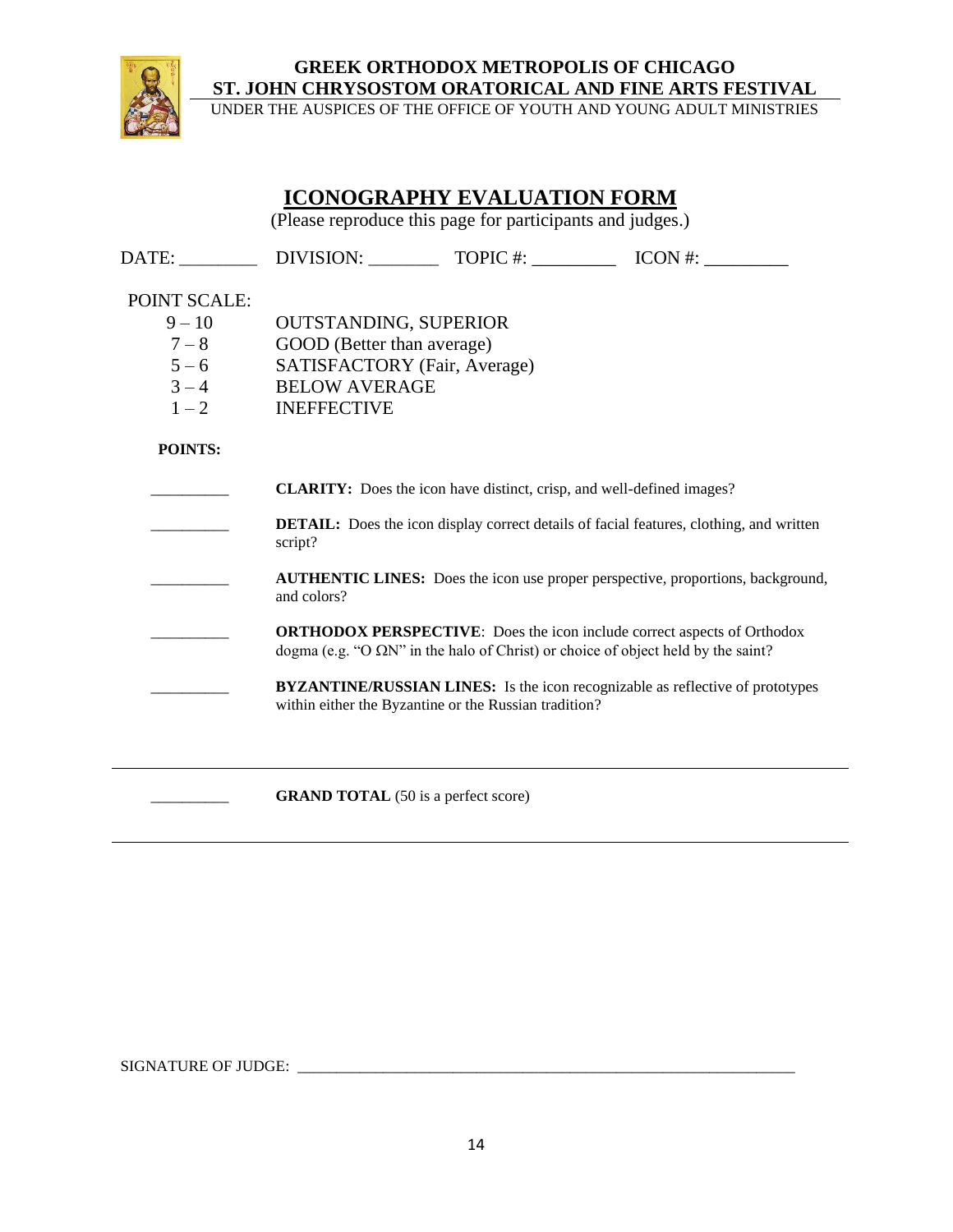**GREEK ORTHODOX METROPOLIS OF CHICAGO**
**ST. JOHN CHRYSOSTOM ORATORICAL AND FINE ARTS FESTIVAL**
UNDER THE AUSPICES OF THE OFFICE OF YOUTH AND YOUNG ADULT MINISTRIES

# ICONOGRAPHY EVALUATION FORM

(Please reproduce this page for participants and judges.)

DATE: ________ DIVISION: ________ TOPIC #: _________ ICON #: _________

POINT SCALE:

| | |
|---|---|
| 9 – 10 | OUTSTANDING, SUPERIOR |
| 7 – 8 | GOOD (Better than average) |
| 5 – 6 | SATISFACTORY (Fair, Average) |
| 3 – 4 | BELOW AVERAGE |
| 1 – 2 | INEFFECTIVE |

**POINTS:**

_________ **CLARITY:** Does the icon have distinct, crisp, and well-defined images?

_________ **DETAIL:** Does the icon display correct details of facial features, clothing, and written script?

_________ **AUTHENTIC LINES:** Does the icon use proper perspective, proportions, background, and colors?

_________ **ORTHODOX PERSPECTIVE**: Does the icon include correct aspects of Orthodox dogma (e.g. "Ο ΩΝ" in the halo of Christ) or choice of object held by the saint?

_________ **BYZANTINE/RUSSIAN LINES:** Is the icon recognizable as reflective of prototypes within either the Byzantine or the Russian tradition?

---

_________ **GRAND TOTAL** (50 is a perfect score)

---

SIGNATURE OF JUDGE: ______________________________________________________________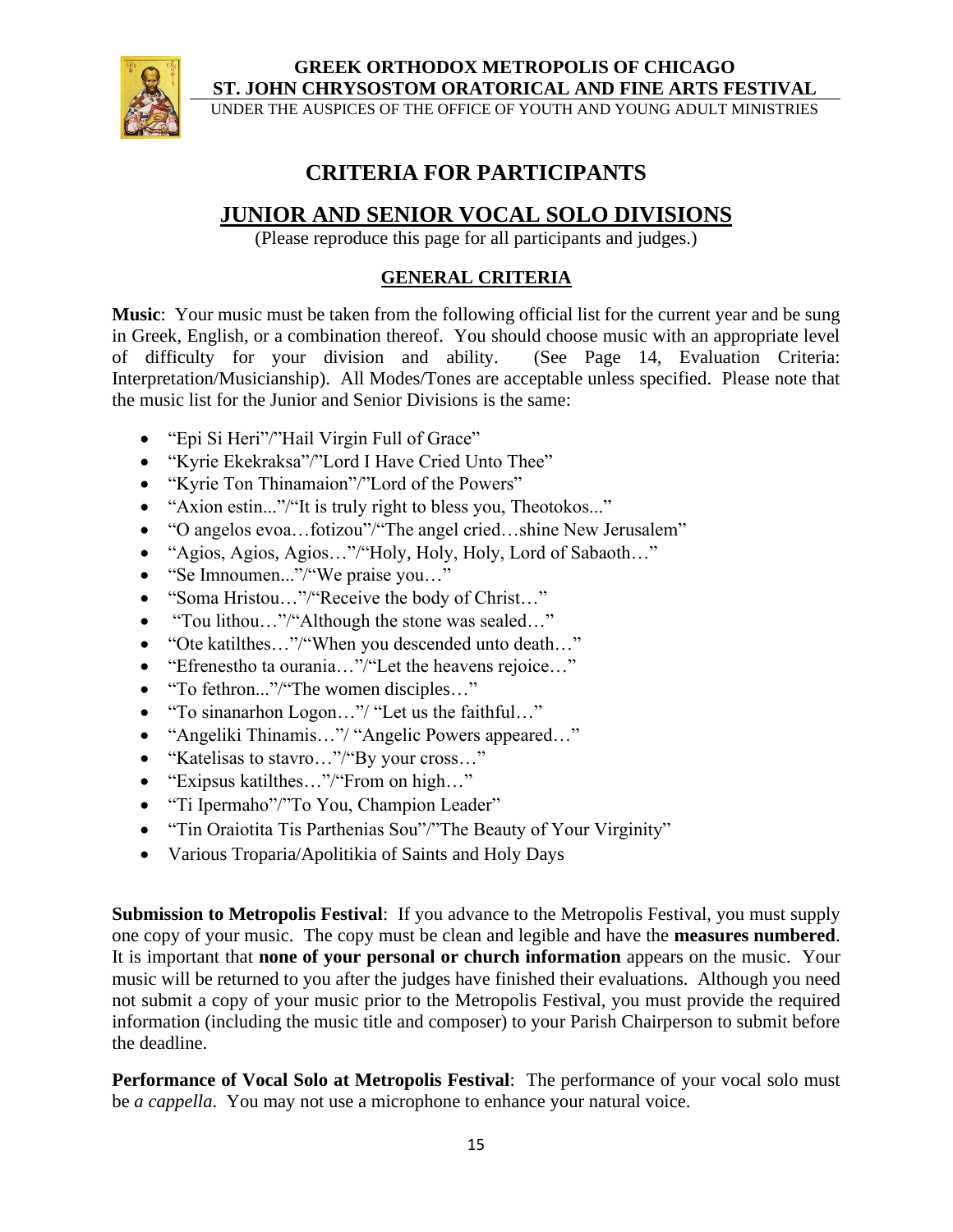# CRITERIA FOR PARTICIPANTS

## JUNIOR AND SENIOR VOCAL SOLO DIVISIONS

(Please reproduce this page for all participants and judges.)

### GENERAL CRITERIA

**Music**: Your music must be taken from the following official list for the current year and be sung in Greek, English, or a combination thereof. You should choose music with an appropriate level of difficulty for your division and ability. (See Page 14, Evaluation Criteria: Interpretation/Musicianship). All Modes/Tones are acceptable unless specified. Please note that the music list for the Junior and Senior Divisions is the same:

- "Epi Si Heri"/"Hail Virgin Full of Grace"
- "Kyrie Ekekraksa"/"Lord I Have Cried Unto Thee"
- "Kyrie Ton Thinamaion"/"Lord of the Powers"
- "Axion estin..."/"It is truly right to bless you, Theotokos..."
- "O angelos evoa…fotizou"/"The angel cried…shine New Jerusalem"
- "Agios, Agios, Agios…"/"Holy, Holy, Holy, Lord of Sabaoth…"
- "Se Imnoumen..."/"We praise you…"
- "Soma Hristou…"/"Receive the body of Christ…"
- "Tou lithou…"/"Although the stone was sealed…"
- "Ote katilthes…"/"When you descended unto death…"
- "Efrenestho ta ourania…"/"Let the heavens rejoice…"
- "To fethron..."/"The women disciples…"
- "To sinanarhon Logon…"/ "Let us the faithful…"
- "Angeliki Thinamis…"/ "Angelic Powers appeared…"
- "Katelisas to stavro…"/"By your cross…"
- "Exipsus katilthes…"/"From on high…"
- "Ti Ipermaho"/"To You, Champion Leader"
- "Tin Oraiotita Tis Parthenias Sou"/"The Beauty of Your Virginity"
- Various Troparia/Apolitikia of Saints and Holy Days

**Submission to Metropolis Festival**: If you advance to the Metropolis Festival, you must supply one copy of your music. The copy must be clean and legible and have the **measures numbered**. It is important that **none of your personal or church information** appears on the music. Your music will be returned to you after the judges have finished their evaluations. Although you need not submit a copy of your music prior to the Metropolis Festival, you must provide the required information (including the music title and composer) to your Parish Chairperson to submit before the deadline.

**Performance of Vocal Solo at Metropolis Festival**: The performance of your vocal solo must be *a cappella*. You may not use a microphone to enhance your natural voice.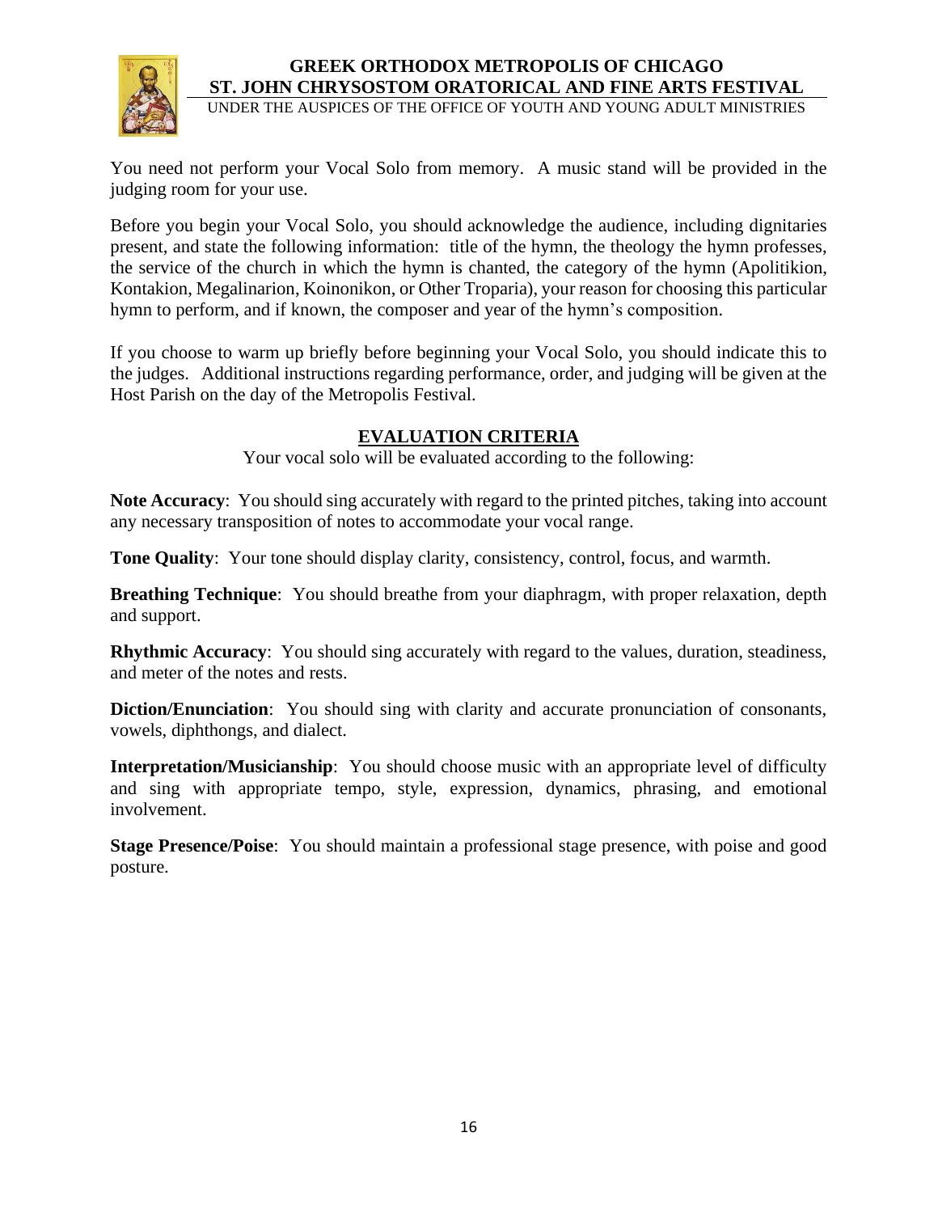You need not perform your Vocal Solo from memory. A music stand will be provided in the judging room for your use.

Before you begin your Vocal Solo, you should acknowledge the audience, including dignitaries present, and state the following information: title of the hymn, the theology the hymn professes, the service of the church in which the hymn is chanted, the category of the hymn (Apolitikion, Kontakion, Megalinarion, Koinonikon, or Other Troparia), your reason for choosing this particular hymn to perform, and if known, the composer and year of the hymn's composition.

If you choose to warm up briefly before beginning your Vocal Solo, you should indicate this to the judges. Additional instructions regarding performance, order, and judging will be given at the Host Parish on the day of the Metropolis Festival.

## EVALUATION CRITERIA

Your vocal solo will be evaluated according to the following:

**Note Accuracy**: You should sing accurately with regard to the printed pitches, taking into account any necessary transposition of notes to accommodate your vocal range.

**Tone Quality**: Your tone should display clarity, consistency, control, focus, and warmth.

**Breathing Technique**: You should breathe from your diaphragm, with proper relaxation, depth and support.

**Rhythmic Accuracy**: You should sing accurately with regard to the values, duration, steadiness, and meter of the notes and rests.

**Diction/Enunciation**: You should sing with clarity and accurate pronunciation of consonants, vowels, diphthongs, and dialect.

**Interpretation/Musicianship**: You should choose music with an appropriate level of difficulty and sing with appropriate tempo, style, expression, dynamics, phrasing, and emotional involvement.

**Stage Presence/Poise**: You should maintain a professional stage presence, with poise and good posture.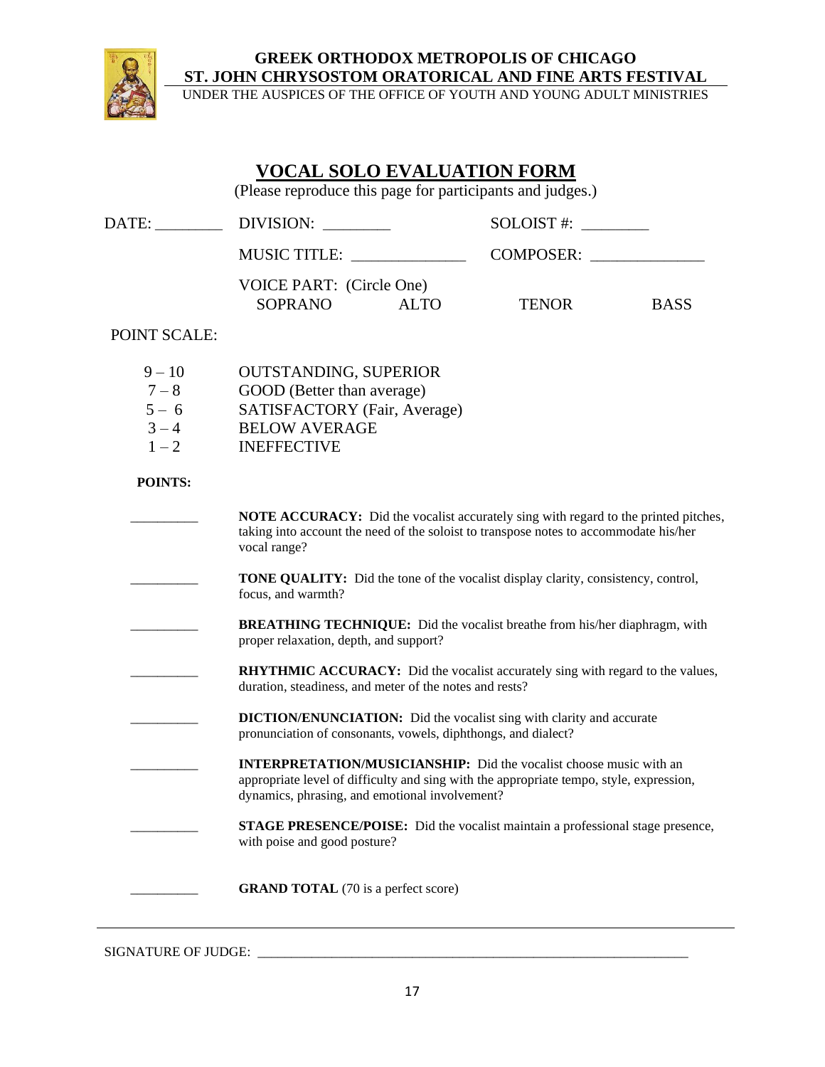**GREEK ORTHODOX METROPOLIS OF CHICAGO**
**ST. JOHN CHRYSOSTOM ORATORICAL AND FINE ARTS FESTIVAL**
UNDER THE AUSPICES OF THE OFFICE OF YOUTH AND YOUNG ADULT MINISTRIES

# VOCAL SOLO EVALUATION FORM

(Please reproduce this page for participants and judges.)

DATE: ________ DIVISION: ________ SOLOIST #: ________

MUSIC TITLE: ______________ COMPOSER: ______________

VOICE PART: (Circle One)
SOPRANO ALTO TENOR BASS

POINT SCALE:

| | |
|---|---|
| 9 – 10 | OUTSTANDING, SUPERIOR |
| 7 – 8 | GOOD (Better than average) |
| 5 – 6 | SATISFACTORY (Fair, Average) |
| 3 – 4 | BELOW AVERAGE |
| 1 – 2 | INEFFECTIVE |

**POINTS:**

_________ **NOTE ACCURACY:** Did the vocalist accurately sing with regard to the printed pitches, taking into account the need of the soloist to transpose notes to accommodate his/her vocal range?

_________ **TONE QUALITY:** Did the tone of the vocalist display clarity, consistency, control, focus, and warmth?

_________ **BREATHING TECHNIQUE:** Did the vocalist breathe from his/her diaphragm, with proper relaxation, depth, and support?

_________ **RHYTHMIC ACCURACY:** Did the vocalist accurately sing with regard to the values, duration, steadiness, and meter of the notes and rests?

_________ **DICTION/ENUNCIATION:** Did the vocalist sing with clarity and accurate pronunciation of consonants, vowels, diphthongs, and dialect?

_________ **INTERPRETATION/MUSICIANSHIP:** Did the vocalist choose music with an appropriate level of difficulty and sing with the appropriate tempo, style, expression, dynamics, phrasing, and emotional involvement?

_________ **STAGE PRESENCE/POISE:** Did the vocalist maintain a professional stage presence, with poise and good posture?

_________ **GRAND TOTAL** (70 is a perfect score)

---

SIGNATURE OF JUDGE: ________________________________________________________________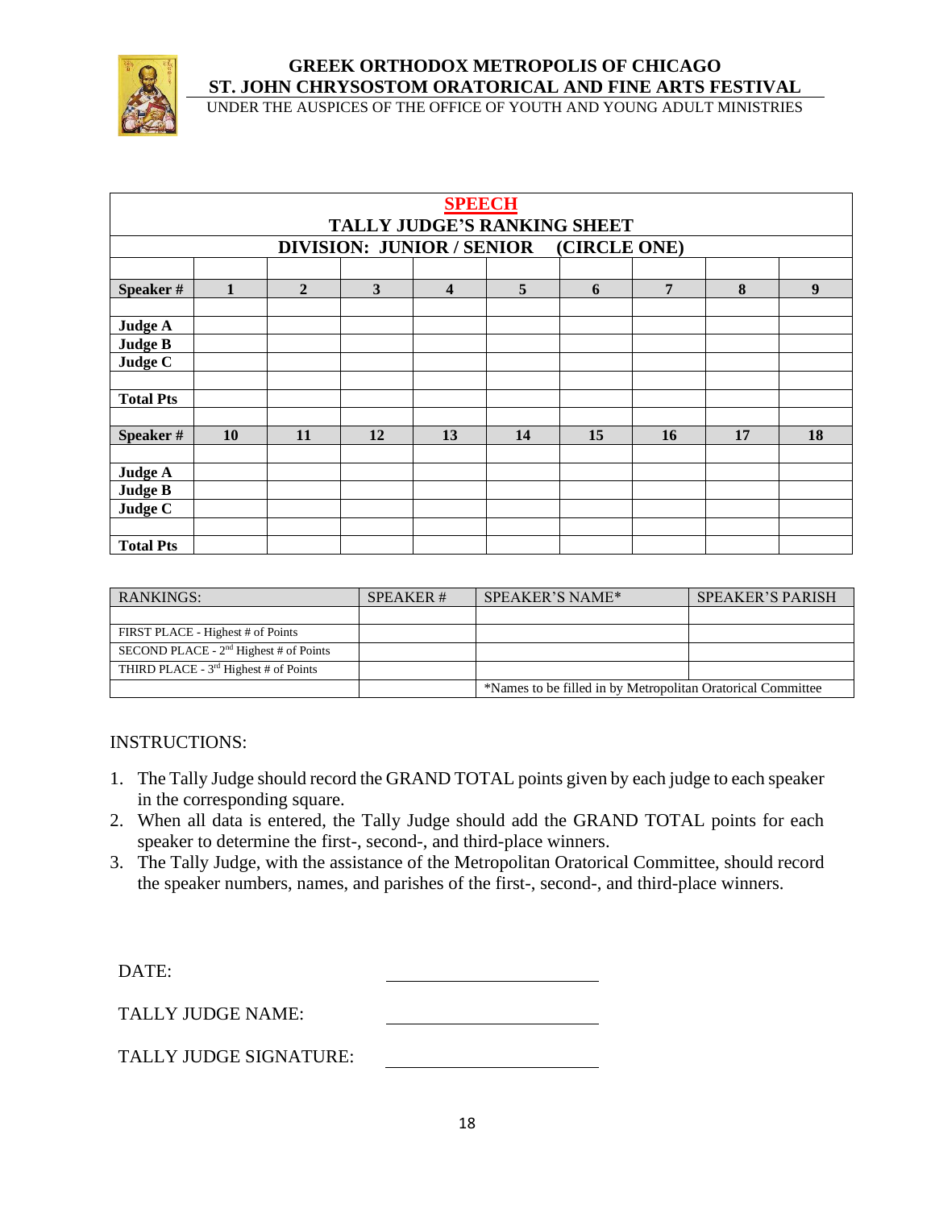# GREEK ORTHODOX METROPOLIS OF CHICAGO
## ST. JOHN CHRYSOSTOM ORATORICAL AND FINE ARTS FESTIVAL

UNDER THE AUSPICES OF THE OFFICE OF YOUTH AND YOUNG ADULT MINISTRIES

| **SPEECH**<br>**TALLY JUDGE'S RANKING SHEET** | | | | | | | | | |
|---|---|---|---|---|---|---|---|---|---|
| **DIVISION: JUNIOR / SENIOR (CIRCLE ONE)** | | | | | | | | | |
| | | | | | | | | | |
| **Speaker #** | **1** | **2** | **3** | **4** | **5** | **6** | **7** | **8** | **9** |
| | | | | | | | | | |
| **Judge A** | | | | | | | | | |
| **Judge B** | | | | | | | | | |
| **Judge C** | | | | | | | | | |
| | | | | | | | | | |
| **Total Pts** | | | | | | | | | |
| | | | | | | | | | |
| **Speaker #** | **10** | **11** | **12** | **13** | **14** | **15** | **16** | **17** | **18** |
| | | | | | | | | | |
| **Judge A** | | | | | | | | | |
| **Judge B** | | | | | | | | | |
| **Judge C** | | | | | | | | | |
| | | | | | | | | | |
| **Total Pts** | | | | | | | | | |

| RANKINGS: | SPEAKER # | SPEAKER'S NAME* | SPEAKER'S PARISH |
|---|---|---|---|
| | | | |
| FIRST PLACE - Highest # of Points | | | |
| SECOND PLACE - 2nd Highest # of Points | | | |
| THIRD PLACE - 3rd Highest # of Points | | | |
| | | *Names to be filled in by Metropolitan Oratorical Committee | |

INSTRUCTIONS:

1. The Tally Judge should record the GRAND TOTAL points given by each judge to each speaker in the corresponding square.
2. When all data is entered, the Tally Judge should add the GRAND TOTAL points for each speaker to determine the first-, second-, and third-place winners.
3. The Tally Judge, with the assistance of the Metropolitan Oratorical Committee, should record the speaker numbers, names, and parishes of the first-, second-, and third-place winners.

DATE: ____________________

TALLY JUDGE NAME: ____________________

TALLY JUDGE SIGNATURE: ____________________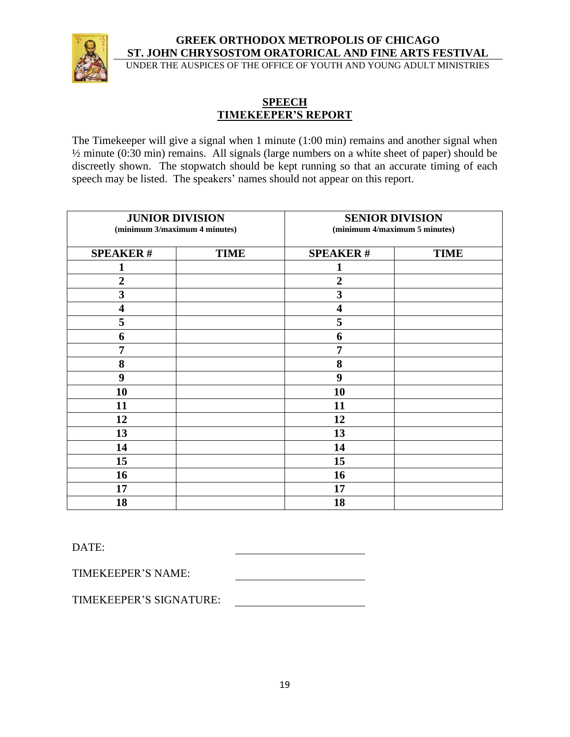**GREEK ORTHODOX METROPOLIS OF CHICAGO**
**ST. JOHN CHRYSOSTOM ORATORICAL AND FINE ARTS FESTIVAL**
UNDER THE AUSPICES OF THE OFFICE OF YOUTH AND YOUNG ADULT MINISTRIES

## SPEECH
## TIMEKEEPER'S REPORT

The Timekeeper will give a signal when 1 minute (1:00 min) remains and another signal when ½ minute (0:30 min) remains. All signals (large numbers on a white sheet of paper) should be discreetly shown. The stopwatch should be kept running so that an accurate timing of each speech may be listed. The speakers' names should not appear on this report.

| **JUNIOR DIVISION** (minimum 3/maximum 4 minutes) | | **SENIOR DIVISION** (minimum 4/maximum 5 minutes) | |
|---|---|---|---|
| **SPEAKER #** | **TIME** | **SPEAKER #** | **TIME** |
| **1** | | **1** | |
| **2** | | **2** | |
| **3** | | **3** | |
| **4** | | **4** | |
| **5** | | **5** | |
| **6** | | **6** | |
| **7** | | **7** | |
| **8** | | **8** | |
| **9** | | **9** | |
| **10** | | **10** | |
| **11** | | **11** | |
| **12** | | **12** | |
| **13** | | **13** | |
| **14** | | **14** | |
| **15** | | **15** | |
| **16** | | **16** | |
| **17** | | **17** | |
| **18** | | **18** | |

DATE: ______________________

TIMEKEEPER'S NAME: ______________________

TIMEKEEPER'S SIGNATURE: ______________________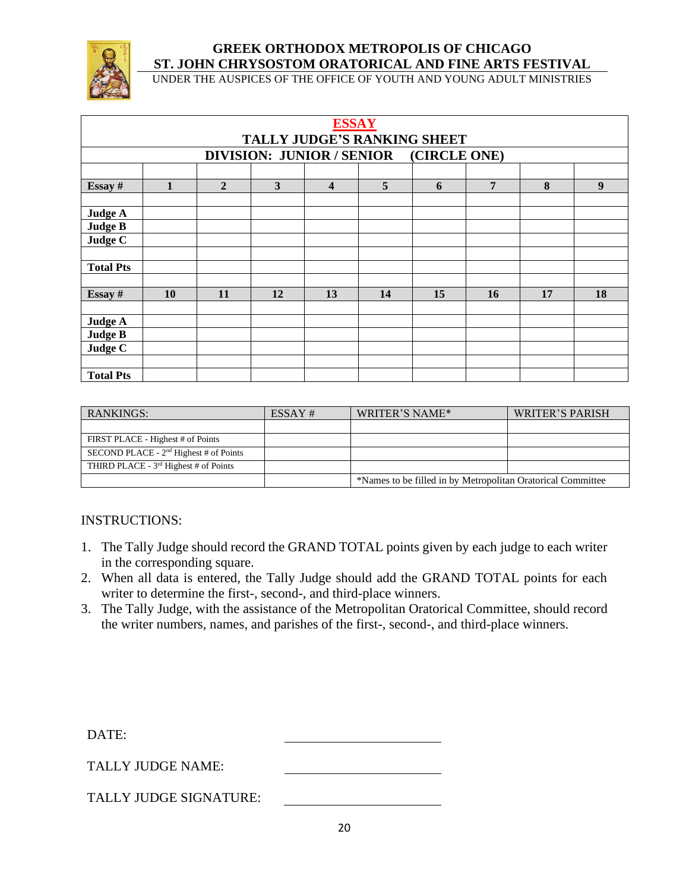# GREEK ORTHODOX METROPOLIS OF CHICAGO
## ST. JOHN CHRYSOSTOM ORATORICAL AND FINE ARTS FESTIVAL

UNDER THE AUSPICES OF THE OFFICE OF YOUTH AND YOUNG ADULT MINISTRIES

## ESSAY
### TALLY JUDGE'S RANKING SHEET
### DIVISION: JUNIOR / SENIOR (CIRCLE ONE)

| **Essay #** | **1** | **2** | **3** | **4** | **5** | **6** | **7** | **8** | **9** |
|---|---|---|---|---|---|---|---|---|---|
| | | | | | | | | | |
| **Judge A** | | | | | | | | | |
| **Judge B** | | | | | | | | | |
| **Judge C** | | | | | | | | | |
| | | | | | | | | | |
| **Total Pts** | | | | | | | | | |
| | | | | | | | | | |
| **Essay #** | **10** | **11** | **12** | **13** | **14** | **15** | **16** | **17** | **18** |
| | | | | | | | | | |
| **Judge A** | | | | | | | | | |
| **Judge B** | | | | | | | | | |
| **Judge C** | | | | | | | | | |
| | | | | | | | | | |
| **Total Pts** | | | | | | | | | |

| RANKINGS: | ESSAY # | WRITER'S NAME* | WRITER'S PARISH |
|---|---|---|---|
| | | | |
| FIRST PLACE - Highest # of Points | | | |
| SECOND PLACE - 2nd Highest # of Points | | | |
| THIRD PLACE - 3rd Highest # of Points | | | |
| | | *Names to be filled in by Metropolitan Oratorical Committee | |

INSTRUCTIONS:

1. The Tally Judge should record the GRAND TOTAL points given by each judge to each writer in the corresponding square.
2. When all data is entered, the Tally Judge should add the GRAND TOTAL points for each writer to determine the first-, second-, and third-place winners.
3. The Tally Judge, with the assistance of the Metropolitan Oratorical Committee, should record the writer numbers, names, and parishes of the first-, second-, and third-place winners.

DATE: ______________________

TALLY JUDGE NAME: ______________________

TALLY JUDGE SIGNATURE: ______________________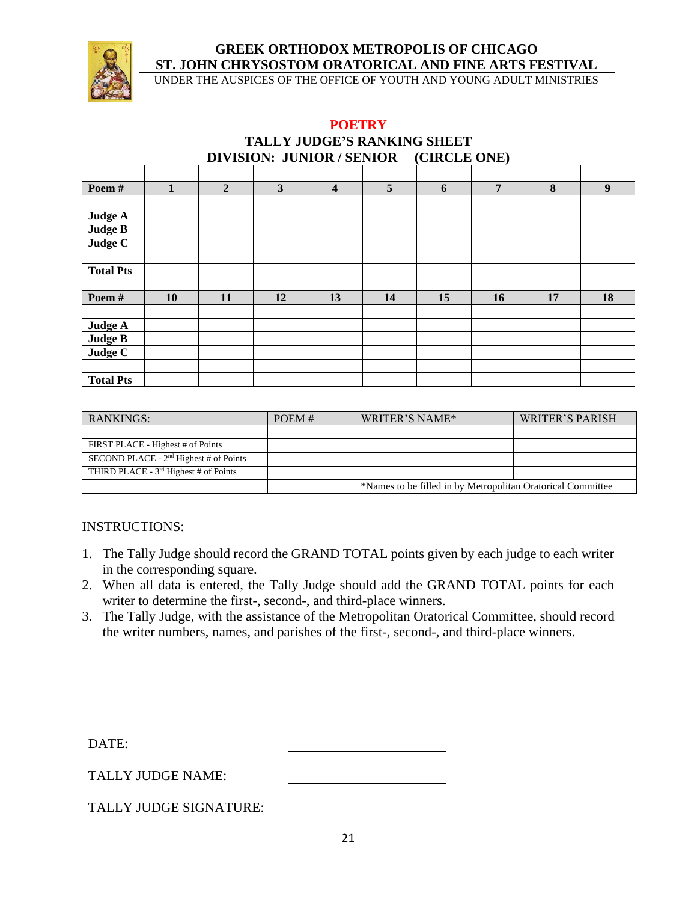**GREEK ORTHODOX METROPOLIS OF CHICAGO**
**ST. JOHN CHRYSOSTOM ORATORICAL AND FINE ARTS FESTIVAL**
UNDER THE AUSPICES OF THE OFFICE OF YOUTH AND YOUNG ADULT MINISTRIES

## POETRY
## TALLY JUDGE'S RANKING SHEET
### DIVISION: JUNIOR / SENIOR (CIRCLE ONE)

| Poem # | 1 | 2 | 3 | 4 | 5 | 6 | 7 | 8 | 9 |
|---|---|---|---|---|---|---|---|---|---|
| | | | | | | | | | |
| Judge A | | | | | | | | | |
| Judge B | | | | | | | | | |
| Judge C | | | | | | | | | |
| | | | | | | | | | |
| Total Pts | | | | | | | | | |
| | | | | | | | | | |
| **Poem #** | **10** | **11** | **12** | **13** | **14** | **15** | **16** | **17** | **18** |
| | | | | | | | | | |
| Judge A | | | | | | | | | |
| Judge B | | | | | | | | | |
| Judge C | | | | | | | | | |
| | | | | | | | | | |
| Total Pts | | | | | | | | | |

| RANKINGS: | POEM # | WRITER'S NAME* | WRITER'S PARISH |
|---|---|---|---|
| | | | |
| FIRST PLACE - Highest # of Points | | | |
| SECOND PLACE - 2nd Highest # of Points | | | |
| THIRD PLACE - 3rd Highest # of Points | | | |
| | | *Names to be filled in by Metropolitan Oratorical Committee | |

INSTRUCTIONS:

1. The Tally Judge should record the GRAND TOTAL points given by each judge to each writer in the corresponding square.
2. When all data is entered, the Tally Judge should add the GRAND TOTAL points for each writer to determine the first-, second-, and third-place winners.
3. The Tally Judge, with the assistance of the Metropolitan Oratorical Committee, should record the writer numbers, names, and parishes of the first-, second-, and third-place winners.

DATE: ______________________

TALLY JUDGE NAME: ______________________

TALLY JUDGE SIGNATURE: ______________________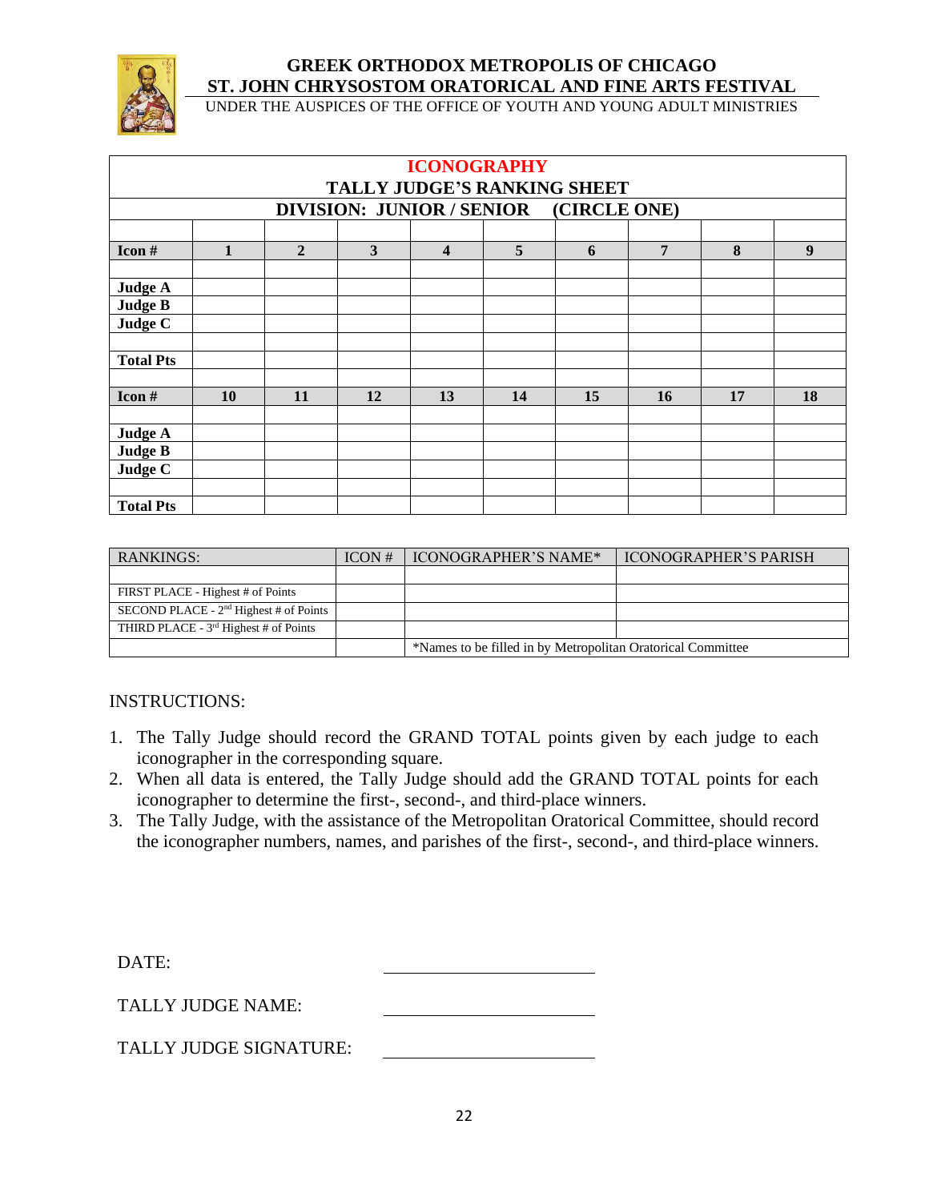**GREEK ORTHODOX METROPOLIS OF CHICAGO**
**ST. JOHN CHRYSOSTOM ORATORICAL AND FINE ARTS FESTIVAL**
UNDER THE AUSPICES OF THE OFFICE OF YOUTH AND YOUNG ADULT MINISTRIES

## ICONOGRAPHY
### TALLY JUDGE'S RANKING SHEET
### DIVISION: JUNIOR / SENIOR (CIRCLE ONE)

| Icon # | 1 | 2 | 3 | 4 | 5 | 6 | 7 | 8 | 9 |
|---|---|---|---|---|---|---|---|---|---|
| | | | | | | | | | |
| Judge A | | | | | | | | | |
| Judge B | | | | | | | | | |
| Judge C | | | | | | | | | |
| | | | | | | | | | |
| Total Pts | | | | | | | | | |
| | | | | | | | | | |
| **Icon #** | **10** | **11** | **12** | **13** | **14** | **15** | **16** | **17** | **18** |
| | | | | | | | | | |
| Judge A | | | | | | | | | |
| Judge B | | | | | | | | | |
| Judge C | | | | | | | | | |
| | | | | | | | | | |
| Total Pts | | | | | | | | | |

| RANKINGS: | ICON # | ICONOGRAPHER'S NAME* | ICONOGRAPHER'S PARISH |
|---|---|---|---|
| | | | |
| FIRST PLACE - Highest # of Points | | | |
| SECOND PLACE - 2nd Highest # of Points | | | |
| THIRD PLACE - 3rd Highest # of Points | | | |
| | | *Names to be filled in by Metropolitan Oratorical Committee | |

INSTRUCTIONS:

1. The Tally Judge should record the GRAND TOTAL points given by each judge to each iconographer in the corresponding square.
2. When all data is entered, the Tally Judge should add the GRAND TOTAL points for each iconographer to determine the first-, second-, and third-place winners.
3. The Tally Judge, with the assistance of the Metropolitan Oratorical Committee, should record the iconographer numbers, names, and parishes of the first-, second-, and third-place winners.

DATE: ______________________

TALLY JUDGE NAME: ______________________

TALLY JUDGE SIGNATURE: ______________________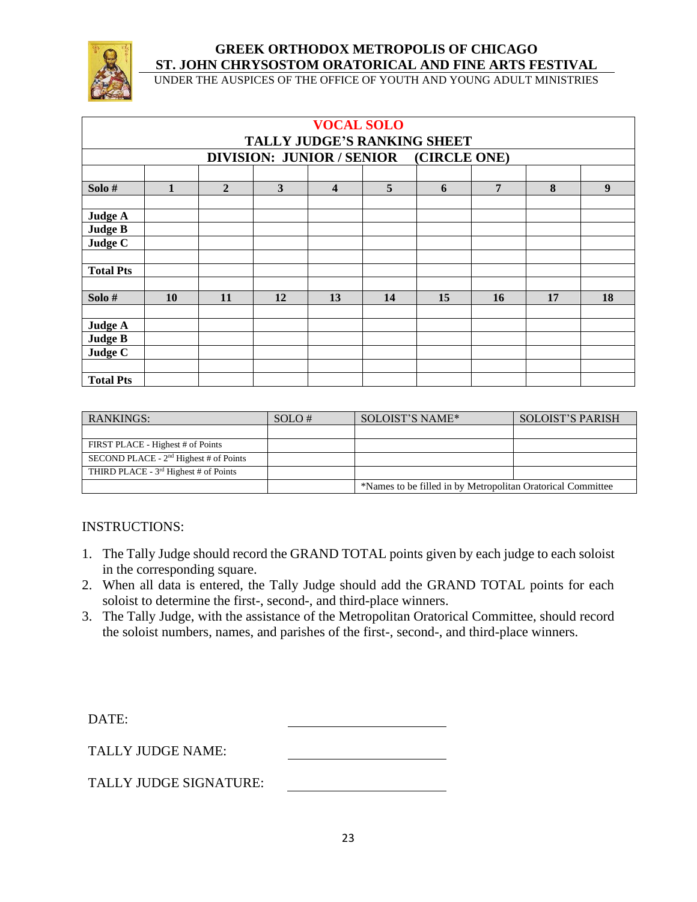# GREEK ORTHODOX METROPOLIS OF CHICAGO
## ST. JOHN CHRYSOSTOM ORATORICAL AND FINE ARTS FESTIVAL

UNDER THE AUSPICES OF THE OFFICE OF YOUTH AND YOUNG ADULT MINISTRIES

## VOCAL SOLO
### TALLY JUDGE'S RANKING SHEET
### DIVISION: JUNIOR / SENIOR (CIRCLE ONE)

| | | | | | | | | | |
|---|---|---|---|---|---|---|---|---|---|
| **Solo #** | **1** | **2** | **3** | **4** | **5** | **6** | **7** | **8** | **9** |
| | | | | | | | | | |
| **Judge A** | | | | | | | | | |
| **Judge B** | | | | | | | | | |
| **Judge C** | | | | | | | | | |
| | | | | | | | | | |
| **Total Pts** | | | | | | | | | |
| | | | | | | | | | |
| **Solo #** | **10** | **11** | **12** | **13** | **14** | **15** | **16** | **17** | **18** |
| | | | | | | | | | |
| **Judge A** | | | | | | | | | |
| **Judge B** | | | | | | | | | |
| **Judge C** | | | | | | | | | |
| | | | | | | | | | |
| **Total Pts** | | | | | | | | | |

| RANKINGS: | SOLO # | SOLOIST'S NAME* | SOLOIST'S PARISH |
|---|---|---|---|
| | | | |
| FIRST PLACE - Highest # of Points | | | |
| SECOND PLACE - 2nd Highest # of Points | | | |
| THIRD PLACE - 3rd Highest # of Points | | | |
| | | *Names to be filled in by Metropolitan Oratorical Committee | |

INSTRUCTIONS:

1. The Tally Judge should record the GRAND TOTAL points given by each judge to each soloist in the corresponding square.
2. When all data is entered, the Tally Judge should add the GRAND TOTAL points for each soloist to determine the first-, second-, and third-place winners.
3. The Tally Judge, with the assistance of the Metropolitan Oratorical Committee, should record the soloist numbers, names, and parishes of the first-, second-, and third-place winners.

DATE: ______________________

TALLY JUDGE NAME: ______________________

TALLY JUDGE SIGNATURE: ______________________